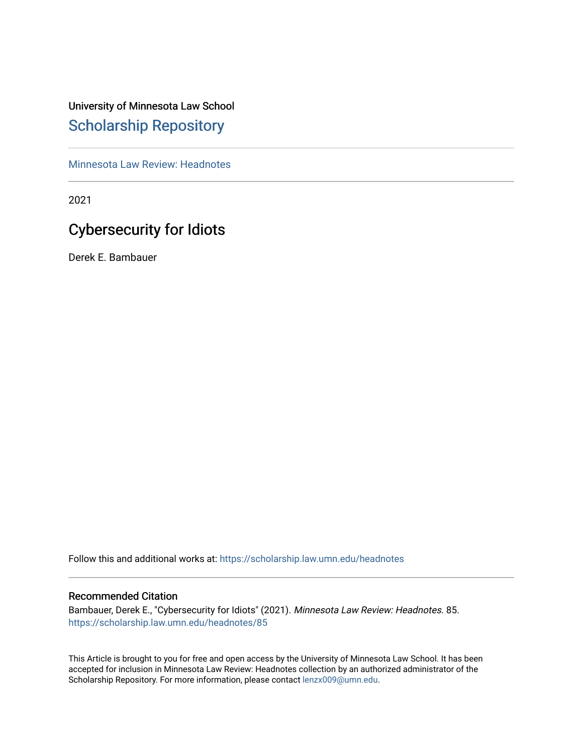University of Minnesota Law School

# Scholarship Repository

Minnesota Law Review: Headnotes

2021

## Cybersecurity for Idiots

Derek E. Bambauer

Follow this and additional works at: https://scholarship.law.umn.edu/headnotes

### Recommended Citation

Bambauer, Derek E., "Cybersecurity for Idiots" (2021). *Minnesota Law Review: Headnotes*. 85.
https://scholarship.law.umn.edu/headnotes/85

This Article is brought to you for free and open access by the University of Minnesota Law School. It has been accepted for inclusion in Minnesota Law Review: Headnotes collection by an authorized administrator of the Scholarship Repository. For more information, please contact lenzx009@umn.edu.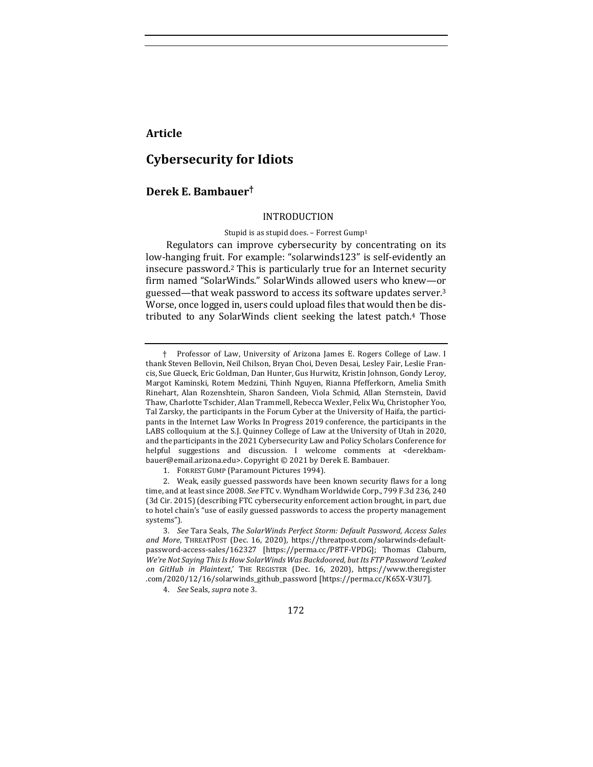**Article**

# Cybersecurity for Idiots

## Derek E. Bambauer†

### INTRODUCTION

Stupid is as stupid does. – Forrest Gump[1]

Regulators can improve cybersecurity by concentrating on its low-hanging fruit. For example: "solarwinds123" is self-evidently an insecure password.[2] This is particularly true for an Internet security firm named "SolarWinds." SolarWinds allowed users who knew—or guessed—that weak password to access its software updates server.[3] Worse, once logged in, users could upload files that would then be distributed to any SolarWinds client seeking the latest patch.[4] Those

---

† Professor of Law, University of Arizona James E. Rogers College of Law. I thank Steven Bellovin, Neil Chilson, Bryan Choi, Deven Desai, Lesley Fair, Leslie Francis, Sue Glueck, Eric Goldman, Dan Hunter, Gus Hurwitz, Kristin Johnson, Gondy Leroy, Margot Kaminski, Rotem Medzini, Thinh Nguyen, Rianna Pfefferkorn, Amelia Smith Rinehart, Alan Rozenshtein, Sharon Sandeen, Viola Schmid, Allan Sternstein, David Thaw, Charlotte Tschider, Alan Trammell, Rebecca Wexler, Felix Wu, Christopher Yoo, Tal Zarsky, the participants in the Forum Cyber at the University of Haifa, the participants in the Internet Law Works In Progress 2019 conference, the participants in the LABS colloquium at the S.J. Quinney College of Law at the University of Utah in 2020, and the participants in the 2021 Cybersecurity Law and Policy Scholars Conference for helpful suggestions and discussion. I welcome comments at <derekbambauer@email.arizona.edu>. Copyright © 2021 by Derek E. Bambauer.

1. FORREST GUMP (Paramount Pictures 1994).

2. Weak, easily guessed passwords have been known security flaws for a long time, and at least since 2008. *See* FTC v. Wyndham Worldwide Corp., 799 F.3d 236, 240 (3d Cir. 2015) (describing FTC cybersecurity enforcement action brought, in part, due to hotel chain's "use of easily guessed passwords to access the property management systems").

3. *See* Tara Seals, *The SolarWinds Perfect Storm: Default Password, Access Sales and More*, THREATPOST (Dec. 16, 2020), https://threatpost.com/solarwinds-default-password-access-sales/162327 [https://perma.cc/P8TF-VPDG]; Thomas Claburn, *We're Not Saying This Is How SolarWinds Was Backdoored, but Its FTP Password 'Leaked on GitHub in Plaintext*,' THE REGISTER (Dec. 16, 2020), https://www.theregister.com/2020/12/16/solarwinds_github_password [https://perma.cc/K65X-V3U7].

4. *See* Seals, *supra* note 3.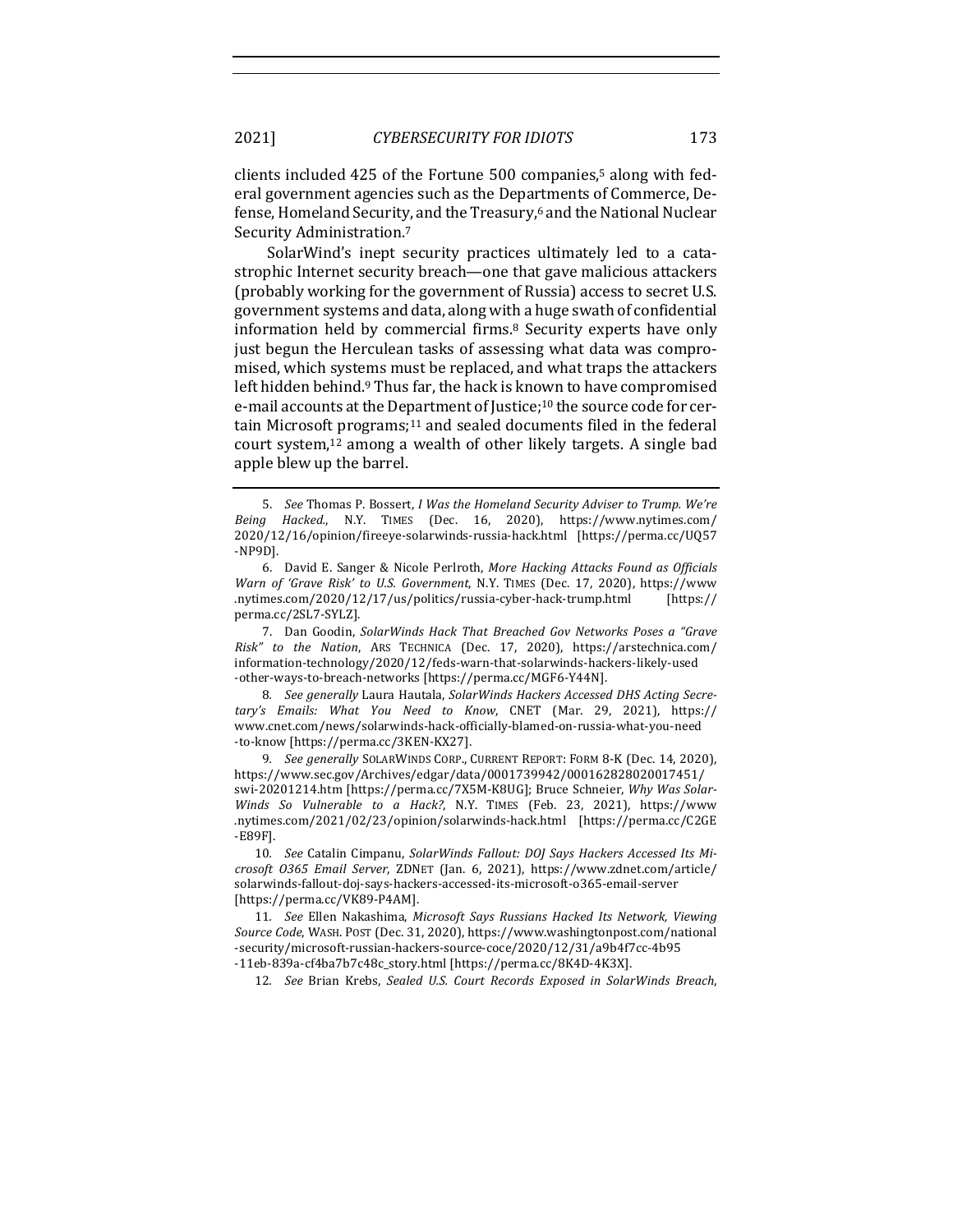clients included 425 of the Fortune 500 companies,[5] along with federal government agencies such as the Departments of Commerce, Defense, Homeland Security, and the Treasury,[6] and the National Nuclear Security Administration.[7]

SolarWind's inept security practices ultimately led to a catastrophic Internet security breach—one that gave malicious attackers (probably working for the government of Russia) access to secret U.S. government systems and data, along with a huge swath of confidential information held by commercial firms.[8] Security experts have only just begun the Herculean tasks of assessing what data was compromised, which systems must be replaced, and what traps the attackers left hidden behind.[9] Thus far, the hack is known to have compromised e-mail accounts at the Department of Justice;[10] the source code for certain Microsoft programs;[11] and sealed documents filed in the federal court system,[12] among a wealth of other likely targets. A single bad apple blew up the barrel.

---

5. *See* Thomas P. Bossert, *I Was the Homeland Security Adviser to Trump. We're Being Hacked.*, N.Y. TIMES (Dec. 16, 2020), https://www.nytimes.com/2020/12/16/opinion/fireeye-solarwinds-russia-hack.html [https://perma.cc/UQ57-NP9D].

6. David E. Sanger & Nicole Perlroth, *More Hacking Attacks Found as Officials Warn of 'Grave Risk' to U.S. Government*, N.Y. TIMES (Dec. 17, 2020), https://www.nytimes.com/2020/12/17/us/politics/russia-cyber-hack-trump.html [https://perma.cc/2SL7-SYLZ].

7. Dan Goodin, *SolarWinds Hack That Breached Gov Networks Poses a "Grave Risk" to the Nation*, ARS TECHNICA (Dec. 17, 2020), https://arstechnica.com/information-technology/2020/12/feds-warn-that-solarwinds-hackers-likely-used-other-ways-to-breach-networks [https://perma.cc/MGF6-Y44N].

8. *See generally* Laura Hautala, *SolarWinds Hackers Accessed DHS Acting Secretary's Emails: What You Need to Know*, CNET (Mar. 29, 2021), https://www.cnet.com/news/solarwinds-hack-officially-blamed-on-russia-what-you-need-to-know [https://perma.cc/3KEN-KX27].

9. *See generally* SOLARWINDS CORP., CURRENT REPORT: FORM 8-K (Dec. 14, 2020), https://www.sec.gov/Archives/edgar/data/0001739942/000162828020017451/swi-20201214.htm [https://perma.cc/7X5M-K8UG]; Bruce Schneier, *Why Was SolarWinds So Vulnerable to a Hack?*, N.Y. TIMES (Feb. 23, 2021), https://www.nytimes.com/2021/02/23/opinion/solarwinds-hack.html [https://perma.cc/C2GE-E89F].

10. *See* Catalin Cimpanu, *SolarWinds Fallout: DOJ Says Hackers Accessed Its Microsoft O365 Email Server*, ZDNET (Jan. 6, 2021), https://www.zdnet.com/article/solarwinds-fallout-doj-says-hackers-accessed-its-microsoft-o365-email-server [https://perma.cc/VK89-P4AM].

11. *See* Ellen Nakashima, *Microsoft Says Russians Hacked Its Network, Viewing Source Code*, WASH. POST (Dec. 31, 2020), https://www.washingtonpost.com/national-security/microsoft-russian-hackers-source-coce/2020/12/31/a9b4f7cc-4b95-11eb-839a-cf4ba7b7c48c_story.html [https://perma.cc/8K4D-4K3X].

12. *See* Brian Krebs, *Sealed U.S. Court Records Exposed in SolarWinds Breach*,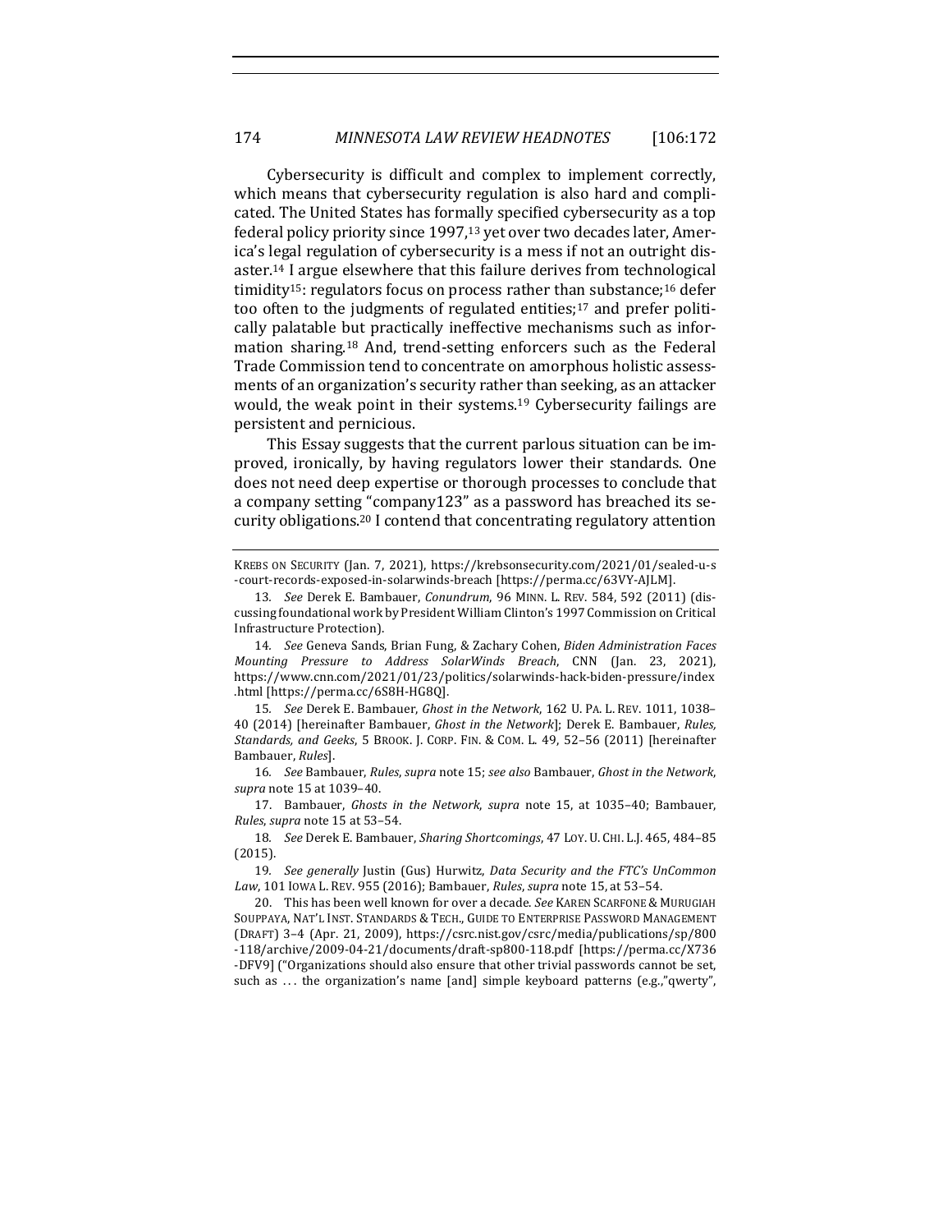Cybersecurity is difficult and complex to implement correctly, which means that cybersecurity regulation is also hard and complicated. The United States has formally specified cybersecurity as a top federal policy priority since 1997,[13] yet over two decades later, America's legal regulation of cybersecurity is a mess if not an outright disaster.[14] I argue elsewhere that this failure derives from technological timidity[15]: regulators focus on process rather than substance;[16] defer too often to the judgments of regulated entities;[17] and prefer politically palatable but practically ineffective mechanisms such as information sharing.[18] And, trend-setting enforcers such as the Federal Trade Commission tend to concentrate on amorphous holistic assessments of an organization's security rather than seeking, as an attacker would, the weak point in their systems.[19] Cybersecurity failings are persistent and pernicious.

This Essay suggests that the current parlous situation can be improved, ironically, by having regulators lower their standards. One does not need deep expertise or thorough processes to conclude that a company setting "company123" as a password has breached its security obligations.[20] I contend that concentrating regulatory attention

---

KREBS ON SECURITY (Jan. 7, 2021), https://krebsonsecurity.com/2021/01/sealed-u-s-court-records-exposed-in-solarwinds-breach [https://perma.cc/63VY-AJLM].

13. *See* Derek E. Bambauer, *Conundrum*, 96 MINN. L. REV. 584, 592 (2011) (discussing foundational work by President William Clinton's 1997 Commission on Critical Infrastructure Protection).

14. *See* Geneva Sands, Brian Fung, & Zachary Cohen, *Biden Administration Faces Mounting Pressure to Address SolarWinds Breach*, CNN (Jan. 23, 2021), https://www.cnn.com/2021/01/23/politics/solarwinds-hack-biden-pressure/index.html [https://perma.cc/6S8H-HG8Q].

15. *See* Derek E. Bambauer, *Ghost in the Network*, 162 U. PA. L. REV. 1011, 1038–40 (2014) [hereinafter Bambauer, *Ghost in the Network*]; Derek E. Bambauer, *Rules, Standards, and Geeks*, 5 BROOK. J. CORP. FIN. & COM. L. 49, 52–56 (2011) [hereinafter Bambauer, *Rules*].

16. *See* Bambauer, *Rules*, *supra* note 15; *see also* Bambauer, *Ghost in the Network*, *supra* note 15 at 1039–40.

17. Bambauer, *Ghosts in the Network*, *supra* note 15, at 1035–40; Bambauer, *Rules*, *supra* note 15 at 53–54.

18. *See* Derek E. Bambauer, *Sharing Shortcomings*, 47 LOY. U. CHI. L.J. 465, 484–85 (2015).

19. *See generally* Justin (Gus) Hurwitz, *Data Security and the FTC's UnCommon Law*, 101 IOWA L. REV. 955 (2016); Bambauer, *Rules*, *supra* note 15, at 53–54.

20. This has been well known for over a decade. *See* KAREN SCARFONE & MURUGIAH SOUPPAYA, NAT'L INST. STANDARDS & TECH., GUIDE TO ENTERPRISE PASSWORD MANAGEMENT (DRAFT) 3–4 (Apr. 21, 2009), https://csrc.nist.gov/csrc/media/publications/sp/800-118/archive/2009-04-21/documents/draft-sp800-118.pdf [https://perma.cc/X736-DFV9] ("Organizations should also ensure that other trivial passwords cannot be set, such as . . . the organization's name [and] simple keyboard patterns (e.g.,"qwerty",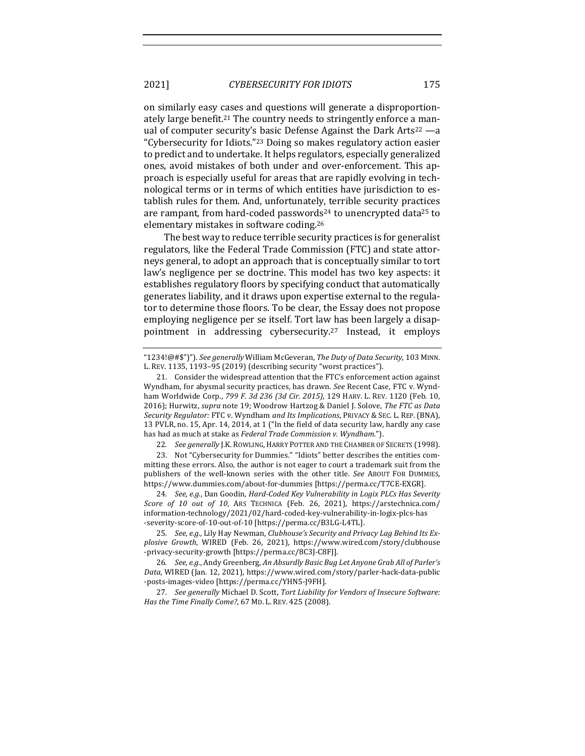on similarly easy cases and questions will generate a disproportionately large benefit.[21] The country needs to stringently enforce a manual of computer security's basic Defense Against the Dark Arts[22] —a "Cybersecurity for Idiots."[23] Doing so makes regulatory action easier to predict and to undertake. It helps regulators, especially generalized ones, avoid mistakes of both under and over-enforcement. This approach is especially useful for areas that are rapidly evolving in technological terms or in terms of which entities have jurisdiction to establish rules for them. And, unfortunately, terrible security practices are rampant, from hard-coded passwords[24] to unencrypted data[25] to elementary mistakes in software coding.[26]

The best way to reduce terrible security practices is for generalist regulators, like the Federal Trade Commission (FTC) and state attorneys general, to adopt an approach that is conceptually similar to tort law's negligence per se doctrine. This model has two key aspects: it establishes regulatory floors by specifying conduct that automatically generates liability, and it draws upon expertise external to the regulator to determine those floors. To be clear, the Essay does not propose employing negligence per se itself. Tort law has been largely a disappointment in addressing cybersecurity.[27] Instead, it employs

---

"1234!@#$")"). *See generally* William McGeveran, *The Duty of Data Security*, 103 MINN. L. REV. 1135, 1193–95 (2019) (describing security "worst practices").

21. Consider the widespread attention that the FTC's enforcement action against Wyndham, for abysmal security practices, has drawn. *See* Recent Case, FTC v. Wyndham Worldwide Corp., *799 F. 3d 236 (3d Cir. 2015)*, 129 HARV. L. REV. 1120 (Feb. 10, 2016); Hurwitz, *supra* note 19; Woodrow Hartzog & Daniel J. Solove, *The FTC as Data Security Regulator:* FTC v. Wyndham *and Its Implications*, PRIVACY & SEC. L. REP. (BNA), 13 PVLR, no. 15, Apr. 14, 2014, at 1 ("In the field of data security law, hardly any case has had as much at stake as *Federal Trade Commission v. Wyndham.*").

22. *See generally* J.K. ROWLING, HARRY POTTER AND THE CHAMBER OF SECRETS (1998).

23. Not "Cybersecurity for Dummies." "Idiots" better describes the entities committing these errors. Also, the author is not eager to court a trademark suit from the publishers of the well-known series with the other title. *See* ABOUT FOR DUMMIES, https://www.dummies.com/about-for-dummies [https://perma.cc/T7CE-EXGR].

24. *See, e.g.*, Dan Goodin, *Hard-Coded Key Vulnerability in Logix PLCs Has Severity Score of 10 out of 10*, ARS TECHNICA (Feb. 26, 2021), https://arstechnica.com/information-technology/2021/02/hard-coded-key-vulnerability-in-logix-plcs-has-severity-score-of-10-out-of-10 [https://perma.cc/B3LG-L4TL].

25. *See, e.g.*, Lily Hay Newman, *Clubhouse's Security and Privacy Lag Behind Its Explosive Growth*, WIRED (Feb. 26, 2021), https://www.wired.com/story/clubhouse-privacy-security-growth [https://perma.cc/8C3J-C8FJ].

26. *See, e.g.*, Andy Greenberg, *An Absurdly Basic Bug Let Anyone Grab All of Parler's Data*, WIRED (Jan. 12, 2021), https://www.wired.com/story/parler-hack-data-public-posts-images-video [https://perma.cc/YHN5-J9FH].

27. *See generally* Michael D. Scott, *Tort Liability for Vendors of Insecure Software: Has the Time Finally Come?*, 67 MD. L. REV. 425 (2008).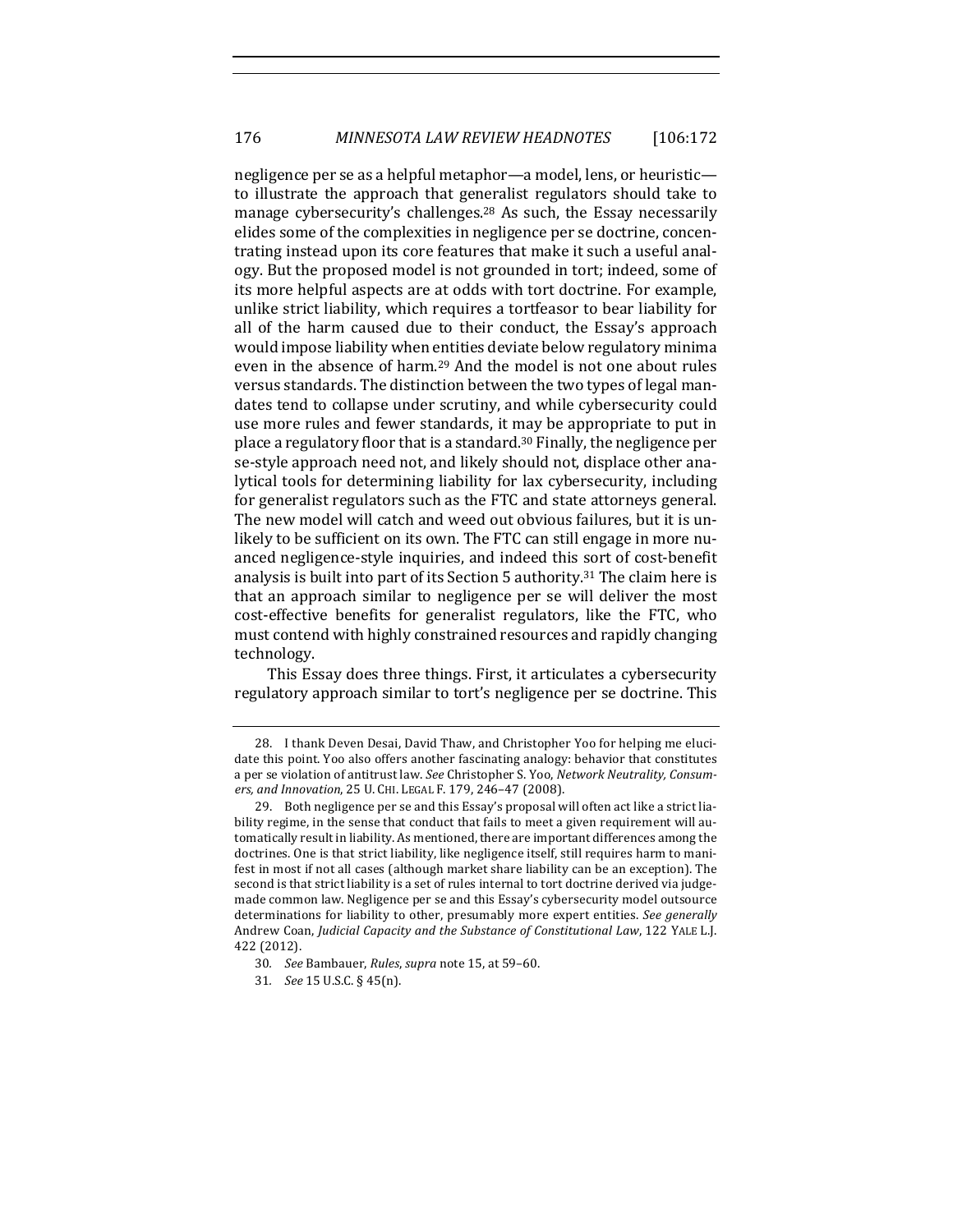negligence per se as a helpful metaphor—a model, lens, or heuristic—to illustrate the approach that generalist regulators should take to manage cybersecurity's challenges.[28] As such, the Essay necessarily elides some of the complexities in negligence per se doctrine, concentrating instead upon its core features that make it such a useful analogy. But the proposed model is not grounded in tort; indeed, some of its more helpful aspects are at odds with tort doctrine. For example, unlike strict liability, which requires a tortfeasor to bear liability for all of the harm caused due to their conduct, the Essay's approach would impose liability when entities deviate below regulatory minima even in the absence of harm.[29] And the model is not one about rules versus standards. The distinction between the two types of legal mandates tend to collapse under scrutiny, and while cybersecurity could use more rules and fewer standards, it may be appropriate to put in place a regulatory floor that is a standard.[30] Finally, the negligence per se-style approach need not, and likely should not, displace other analytical tools for determining liability for lax cybersecurity, including for generalist regulators such as the FTC and state attorneys general. The new model will catch and weed out obvious failures, but it is unlikely to be sufficient on its own. The FTC can still engage in more nuanced negligence-style inquiries, and indeed this sort of cost-benefit analysis is built into part of its Section 5 authority.[31] The claim here is that an approach similar to negligence per se will deliver the most cost-effective benefits for generalist regulators, like the FTC, who must contend with highly constrained resources and rapidly changing technology.

This Essay does three things. First, it articulates a cybersecurity regulatory approach similar to tort's negligence per se doctrine. This

---

28. I thank Deven Desai, David Thaw, and Christopher Yoo for helping me elucidate this point. Yoo also offers another fascinating analogy: behavior that constitutes a per se violation of antitrust law. *See* Christopher S. Yoo, *Network Neutrality, Consumers, and Innovation*, 25 U. CHI. LEGAL F. 179, 246–47 (2008).

29. Both negligence per se and this Essay's proposal will often act like a strict liability regime, in the sense that conduct that fails to meet a given requirement will automatically result in liability. As mentioned, there are important differences among the doctrines. One is that strict liability, like negligence itself, still requires harm to manifest in most if not all cases (although market share liability can be an exception). The second is that strict liability is a set of rules internal to tort doctrine derived via judge-made common law. Negligence per se and this Essay's cybersecurity model outsource determinations for liability to other, presumably more expert entities. *See generally* Andrew Coan, *Judicial Capacity and the Substance of Constitutional Law*, 122 YALE L.J. 422 (2012).

30. *See* Bambauer, *Rules*, *supra* note 15, at 59–60.

31. *See* 15 U.S.C. § 45(n).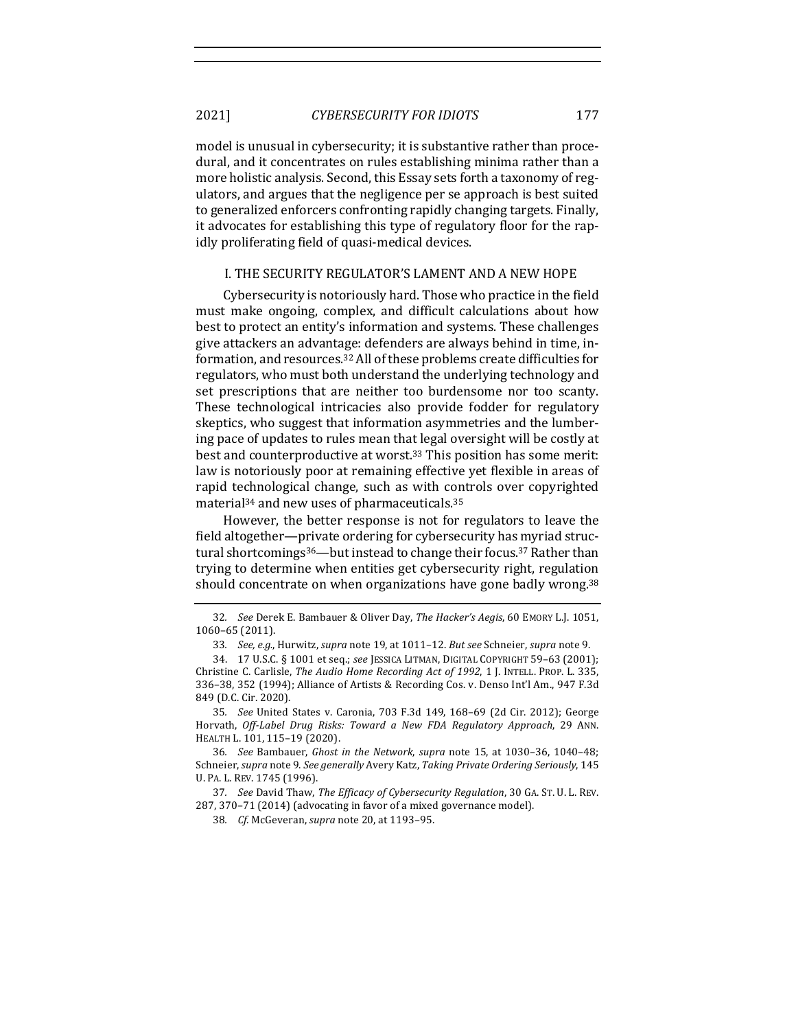model is unusual in cybersecurity; it is substantive rather than procedural, and it concentrates on rules establishing minima rather than a more holistic analysis. Second, this Essay sets forth a taxonomy of regulators, and argues that the negligence per se approach is best suited to generalized enforcers confronting rapidly changing targets. Finally, it advocates for establishing this type of regulatory floor for the rapidly proliferating field of quasi-medical devices.

## I. THE SECURITY REGULATOR'S LAMENT AND A NEW HOPE

Cybersecurity is notoriously hard. Those who practice in the field must make ongoing, complex, and difficult calculations about how best to protect an entity's information and systems. These challenges give attackers an advantage: defenders are always behind in time, information, and resources.[32] All of these problems create difficulties for regulators, who must both understand the underlying technology and set prescriptions that are neither too burdensome nor too scanty. These technological intricacies also provide fodder for regulatory skeptics, who suggest that information asymmetries and the lumbering pace of updates to rules mean that legal oversight will be costly at best and counterproductive at worst.[33] This position has some merit: law is notoriously poor at remaining effective yet flexible in areas of rapid technological change, such as with controls over copyrighted material[34] and new uses of pharmaceuticals.[35]

However, the better response is not for regulators to leave the field altogether—private ordering for cybersecurity has myriad structural shortcomings[36]—but instead to change their focus.[37] Rather than trying to determine when entities get cybersecurity right, regulation should concentrate on when organizations have gone badly wrong.[38]

32. *See* Derek E. Bambauer & Oliver Day, *The Hacker's Aegis*, 60 EMORY L.J. 1051, 1060–65 (2011).

33. *See, e.g.*, Hurwitz, *supra* note 19, at 1011–12. *But see* Schneier, *supra* note 9.

34. 17 U.S.C. § 1001 et seq.; *see* JESSICA LITMAN, DIGITAL COPYRIGHT 59–63 (2001); Christine C. Carlisle, *The Audio Home Recording Act of 1992*, 1 J. INTELL. PROP. L. 335, 336–38, 352 (1994); Alliance of Artists & Recording Cos. v. Denso Int'l Am., 947 F.3d 849 (D.C. Cir. 2020).

35. *See* United States v. Caronia, 703 F.3d 149, 168–69 (2d Cir. 2012); George Horvath, *Off-Label Drug Risks: Toward a New FDA Regulatory Approach*, 29 ANN. HEALTH L. 101, 115–19 (2020).

36. *See* Bambauer, *Ghost in the Network*, *supra* note 15, at 1030–36, 1040–48; Schneier, *supra* note 9. *See generally* Avery Katz, *Taking Private Ordering Seriously*, 145 U. PA. L. REV. 1745 (1996).

37. *See* David Thaw, *The Efficacy of Cybersecurity Regulation*, 30 GA. ST. U. L. REV. 287, 370–71 (2014) (advocating in favor of a mixed governance model).

38. *Cf.* McGeveran, *supra* note 20, at 1193–95.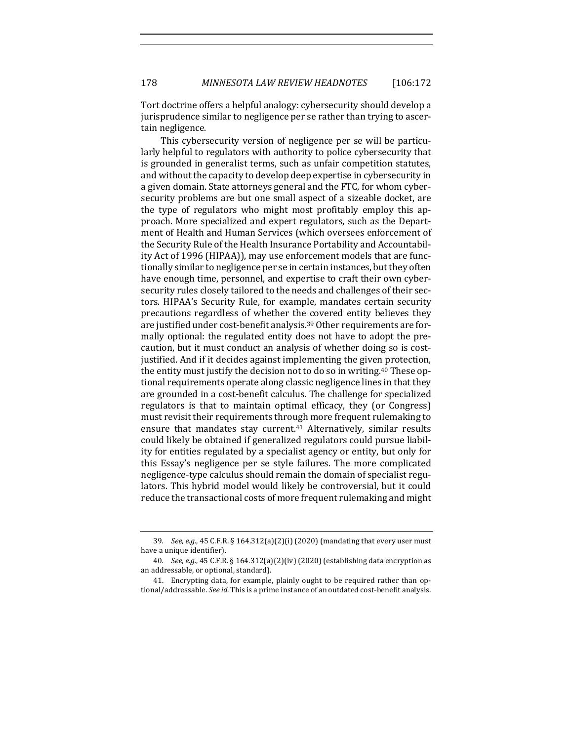Tort doctrine offers a helpful analogy: cybersecurity should develop a jurisprudence similar to negligence per se rather than trying to ascertain negligence.

This cybersecurity version of negligence per se will be particularly helpful to regulators with authority to police cybersecurity that is grounded in generalist terms, such as unfair competition statutes, and without the capacity to develop deep expertise in cybersecurity in a given domain. State attorneys general and the FTC, for whom cybersecurity problems are but one small aspect of a sizeable docket, are the type of regulators who might most profitably employ this approach. More specialized and expert regulators, such as the Department of Health and Human Services (which oversees enforcement of the Security Rule of the Health Insurance Portability and Accountability Act of 1996 (HIPAA)), may use enforcement models that are functionally similar to negligence per se in certain instances, but they often have enough time, personnel, and expertise to craft their own cybersecurity rules closely tailored to the needs and challenges of their sectors. HIPAA's Security Rule, for example, mandates certain security precautions regardless of whether the covered entity believes they are justified under cost-benefit analysis.[39] Other requirements are formally optional: the regulated entity does not have to adopt the precaution, but it must conduct an analysis of whether doing so is cost-justified. And if it decides against implementing the given protection, the entity must justify the decision not to do so in writing.[40] These optional requirements operate along classic negligence lines in that they are grounded in a cost-benefit calculus. The challenge for specialized regulators is that to maintain optimal efficacy, they (or Congress) must revisit their requirements through more frequent rulemaking to ensure that mandates stay current.[41] Alternatively, similar results could likely be obtained if generalized regulators could pursue liability for entities regulated by a specialist agency or entity, but only for this Essay's negligence per se style failures. The more complicated negligence-type calculus should remain the domain of specialist regulators. This hybrid model would likely be controversial, but it could reduce the transactional costs of more frequent rulemaking and might

---

39. *See, e.g.*, 45 C.F.R. § 164.312(a)(2)(i) (2020) (mandating that every user must have a unique identifier).

40. *See, e.g.*, 45 C.F.R. § 164.312(a)(2)(iv) (2020) (establishing data encryption as an addressable, or optional, standard).

41. Encrypting data, for example, plainly ought to be required rather than optional/addressable. *See id.* This is a prime instance of an outdated cost-benefit analysis.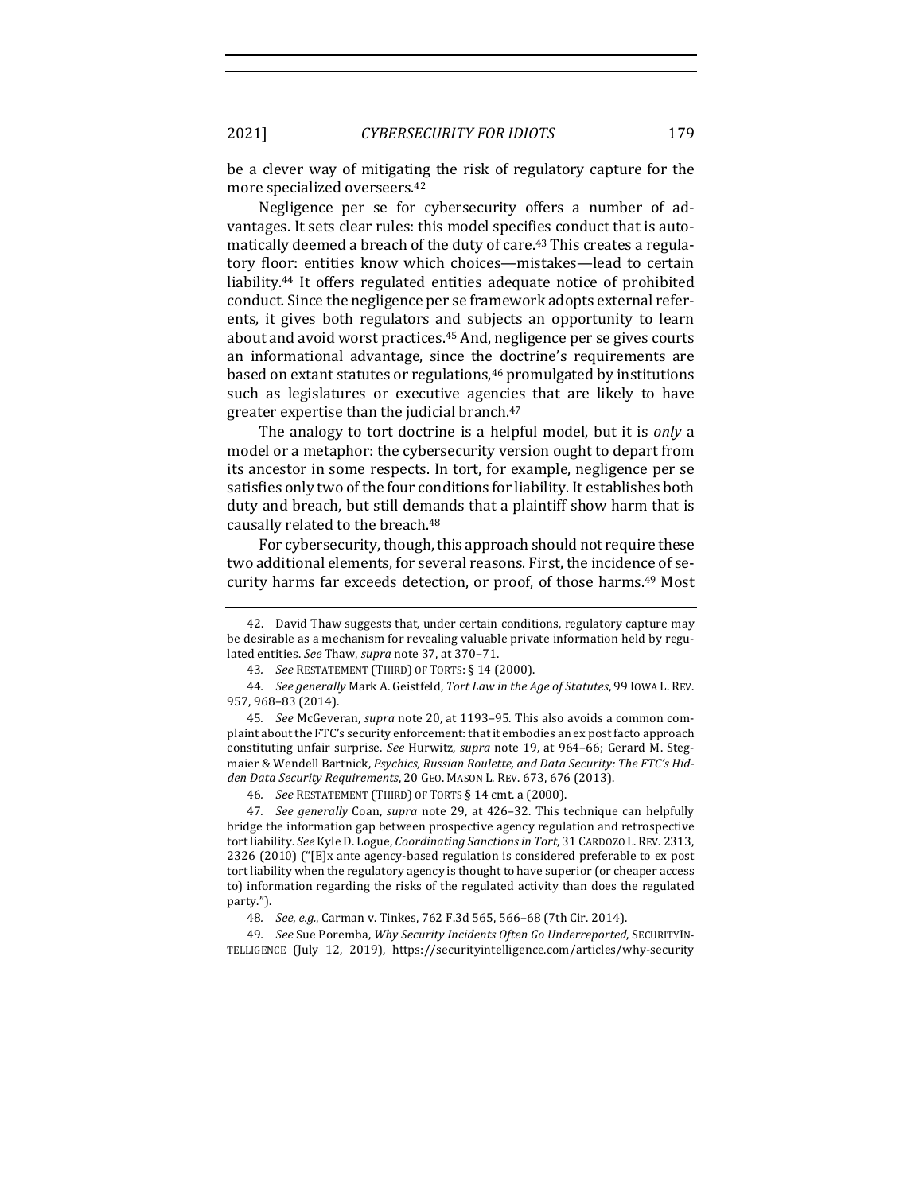be a clever way of mitigating the risk of regulatory capture for the more specialized overseers.[42]

Negligence per se for cybersecurity offers a number of advantages. It sets clear rules: this model specifies conduct that is automatically deemed a breach of the duty of care.[43] This creates a regulatory floor: entities know which choices—mistakes—lead to certain liability.[44] It offers regulated entities adequate notice of prohibited conduct. Since the negligence per se framework adopts external referents, it gives both regulators and subjects an opportunity to learn about and avoid worst practices.[45] And, negligence per se gives courts an informational advantage, since the doctrine's requirements are based on extant statutes or regulations,[46] promulgated by institutions such as legislatures or executive agencies that are likely to have greater expertise than the judicial branch.[47]

The analogy to tort doctrine is a helpful model, but it is *only* a model or a metaphor: the cybersecurity version ought to depart from its ancestor in some respects. In tort, for example, negligence per se satisfies only two of the four conditions for liability. It establishes both duty and breach, but still demands that a plaintiff show harm that is causally related to the breach.[48]

For cybersecurity, though, this approach should not require these two additional elements, for several reasons. First, the incidence of security harms far exceeds detection, or proof, of those harms.[49] Most

---

42. David Thaw suggests that, under certain conditions, regulatory capture may be desirable as a mechanism for revealing valuable private information held by regulated entities. *See* Thaw, *supra* note 37, at 370–71.

43. *See* RESTATEMENT (THIRD) OF TORTS: § 14 (2000).

44. *See generally* Mark A. Geistfeld, *Tort Law in the Age of Statutes*, 99 IOWA L. REV. 957, 968–83 (2014).

45. *See* McGeveran, *supra* note 20, at 1193–95. This also avoids a common complaint about the FTC's security enforcement: that it embodies an ex post facto approach constituting unfair surprise. *See* Hurwitz, *supra* note 19, at 964–66; Gerard M. Stegmaier & Wendell Bartnick, *Psychics, Russian Roulette, and Data Security: The FTC's Hidden Data Security Requirements*, 20 GEO. MASON L. REV. 673, 676 (2013).

46. *See* RESTATEMENT (THIRD) OF TORTS § 14 cmt. a (2000).

47. *See generally* Coan, *supra* note 29, at 426–32. This technique can helpfully bridge the information gap between prospective agency regulation and retrospective tort liability. *See* Kyle D. Logue, *Coordinating Sanctions in Tort*, 31 CARDOZO L. REV. 2313, 2326 (2010) ("[E]x ante agency-based regulation is considered preferable to ex post tort liability when the regulatory agency is thought to have superior (or cheaper access to) information regarding the risks of the regulated activity than does the regulated party.").

48. *See, e.g.*, Carman v. Tinkes, 762 F.3d 565, 566–68 (7th Cir. 2014).

49. *See* Sue Poremba, *Why Security Incidents Often Go Underreported*, SECURITYINTELLIGENCE (July 12, 2019), https://securityintelligence.com/articles/why-security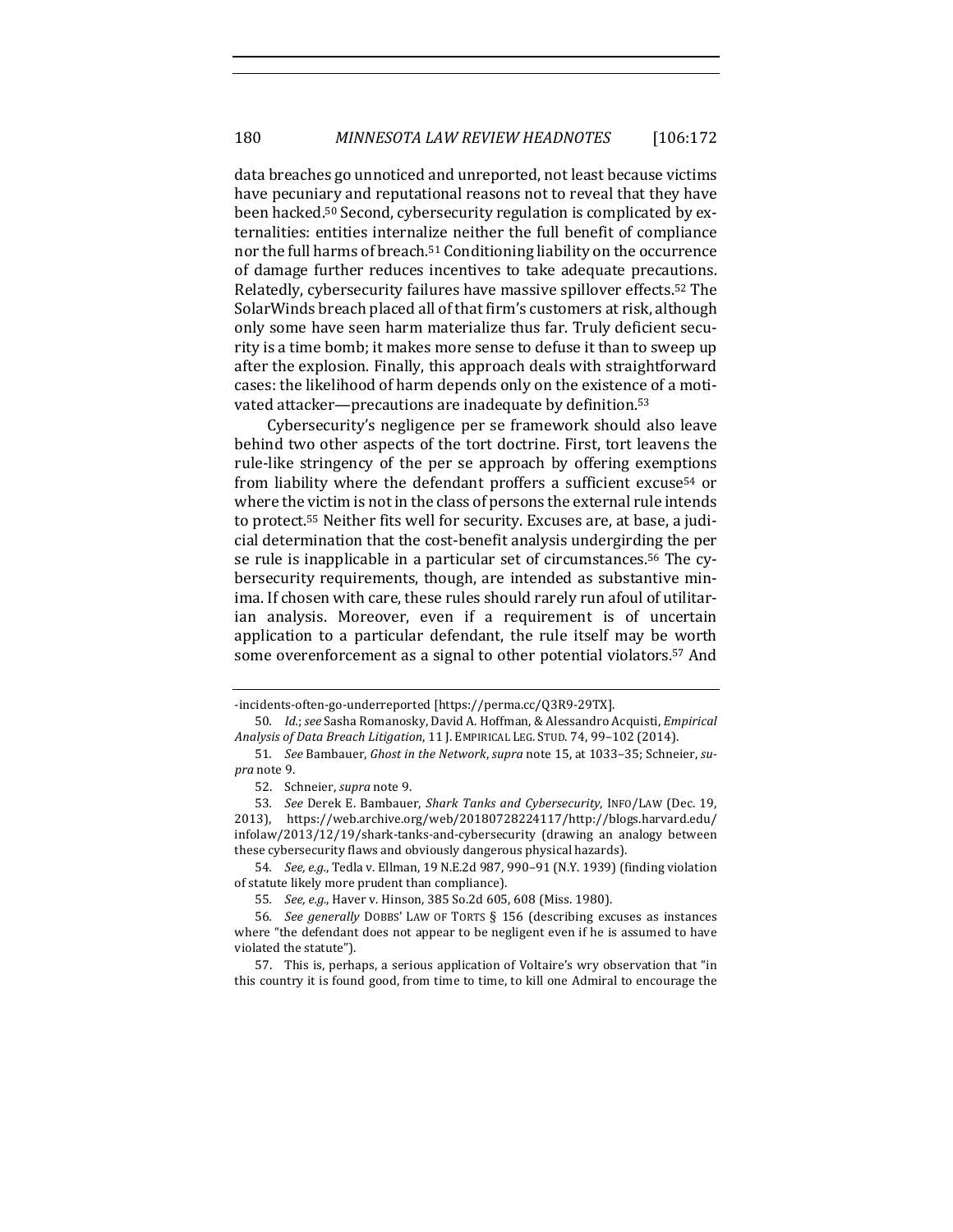data breaches go unnoticed and unreported, not least because victims have pecuniary and reputational reasons not to reveal that they have been hacked.[50] Second, cybersecurity regulation is complicated by externalities: entities internalize neither the full benefit of compliance nor the full harms of breach.[51] Conditioning liability on the occurrence of damage further reduces incentives to take adequate precautions. Relatedly, cybersecurity failures have massive spillover effects.[52] The SolarWinds breach placed all of that firm's customers at risk, although only some have seen harm materialize thus far. Truly deficient security is a time bomb; it makes more sense to defuse it than to sweep up after the explosion. Finally, this approach deals with straightforward cases: the likelihood of harm depends only on the existence of a motivated attacker—precautions are inadequate by definition.[53]

Cybersecurity's negligence per se framework should also leave behind two other aspects of the tort doctrine. First, tort leavens the rule-like stringency of the per se approach by offering exemptions from liability where the defendant proffers a sufficient excuse[54] or where the victim is not in the class of persons the external rule intends to protect.[55] Neither fits well for security. Excuses are, at base, a judicial determination that the cost-benefit analysis undergirding the per se rule is inapplicable in a particular set of circumstances.[56] The cybersecurity requirements, though, are intended as substantive minima. If chosen with care, these rules should rarely run afoul of utilitarian analysis. Moreover, even if a requirement is of uncertain application to a particular defendant, the rule itself may be worth some overenforcement as a signal to other potential violators.[57] And

---

-incidents-often-go-underreported [https://perma.cc/Q3R9-29TX].

50. *Id.*; *see* Sasha Romanosky, David A. Hoffman, & Alessandro Acquisti, *Empirical Analysis of Data Breach Litigation*, 11 J. EMPIRICAL LEG. STUD. 74, 99–102 (2014).

51. *See* Bambauer, *Ghost in the Network*, *supra* note 15, at 1033–35; Schneier, *supra* note 9.

52. Schneier, *supra* note 9.

53. *See* Derek E. Bambauer, *Shark Tanks and Cybersecurity*, INFO/LAW (Dec. 19, 2013), https://web.archive.org/web/20180728224117/http://blogs.harvard.edu/infolaw/2013/12/19/shark-tanks-and-cybersecurity (drawing an analogy between these cybersecurity flaws and obviously dangerous physical hazards).

54. *See, e.g.*, Tedla v. Ellman, 19 N.E.2d 987, 990–91 (N.Y. 1939) (finding violation of statute likely more prudent than compliance).

55. *See, e.g.*, Haver v. Hinson, 385 So.2d 605, 608 (Miss. 1980).

56. *See generally* DOBBS' LAW OF TORTS § 156 (describing excuses as instances where "the defendant does not appear to be negligent even if he is assumed to have violated the statute").

57. This is, perhaps, a serious application of Voltaire's wry observation that "in this country it is found good, from time to time, to kill one Admiral to encourage the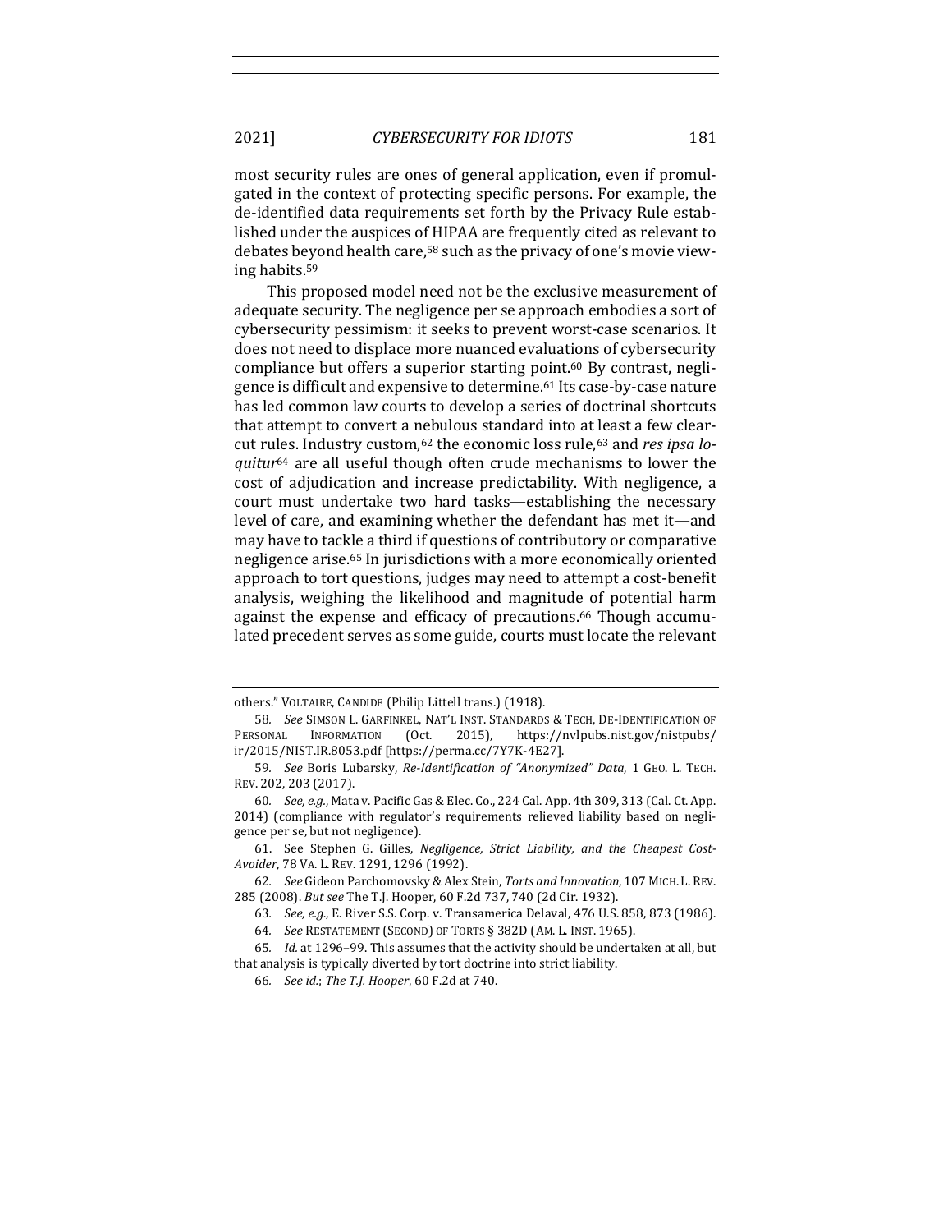most security rules are ones of general application, even if promulgated in the context of protecting specific persons. For example, the de-identified data requirements set forth by the Privacy Rule established under the auspices of HIPAA are frequently cited as relevant to debates beyond health care,[58] such as the privacy of one's movie viewing habits.[59]

This proposed model need not be the exclusive measurement of adequate security. The negligence per se approach embodies a sort of cybersecurity pessimism: it seeks to prevent worst-case scenarios. It does not need to displace more nuanced evaluations of cybersecurity compliance but offers a superior starting point.[60] By contrast, negligence is difficult and expensive to determine.[61] Its case-by-case nature has led common law courts to develop a series of doctrinal shortcuts that attempt to convert a nebulous standard into at least a few clear-cut rules. Industry custom,[62] the economic loss rule,[63] and *res ipsa loquitur*[64] are all useful though often crude mechanisms to lower the cost of adjudication and increase predictability. With negligence, a court must undertake two hard tasks—establishing the necessary level of care, and examining whether the defendant has met it—and may have to tackle a third if questions of contributory or comparative negligence arise.[65] In jurisdictions with a more economically oriented approach to tort questions, judges may need to attempt a cost-benefit analysis, weighing the likelihood and magnitude of potential harm against the expense and efficacy of precautions.[66] Though accumulated precedent serves as some guide, courts must locate the relevant

---

others." VOLTAIRE, CANDIDE (Philip Littell trans.) (1918).

58. *See* SIMSON L. GARFINKEL, NAT'L INST. STANDARDS & TECH, DE-IDENTIFICATION OF PERSONAL INFORMATION (Oct. 2015), https://nvlpubs.nist.gov/nistpubs/ir/2015/NIST.IR.8053.pdf [https://perma.cc/7Y7K-4E27].

59. *See* Boris Lubarsky, *Re-Identification of "Anonymized" Data*, 1 GEO. L. TECH. REV. 202, 203 (2017).

60. *See, e.g.*, Mata v. Pacific Gas & Elec. Co., 224 Cal. App. 4th 309, 313 (Cal. Ct. App. 2014) (compliance with regulator's requirements relieved liability based on negligence per se, but not negligence).

61. See Stephen G. Gilles, *Negligence, Strict Liability, and the Cheapest Cost-Avoider*, 78 VA. L. REV. 1291, 1296 (1992).

62. *See* Gideon Parchomovsky & Alex Stein, *Torts and Innovation*, 107 MICH. L. REV. 285 (2008). *But see* The T.J. Hooper, 60 F.2d 737, 740 (2d Cir. 1932).

63. *See, e.g.*, E. River S.S. Corp. v. Transamerica Delaval, 476 U.S. 858, 873 (1986).

64. *See* RESTATEMENT (SECOND) OF TORTS § 382D (AM. L. INST. 1965).

65. *Id.* at 1296–99. This assumes that the activity should be undertaken at all, but that analysis is typically diverted by tort doctrine into strict liability.

66. *See id.*; *The T.J. Hooper*, 60 F.2d at 740.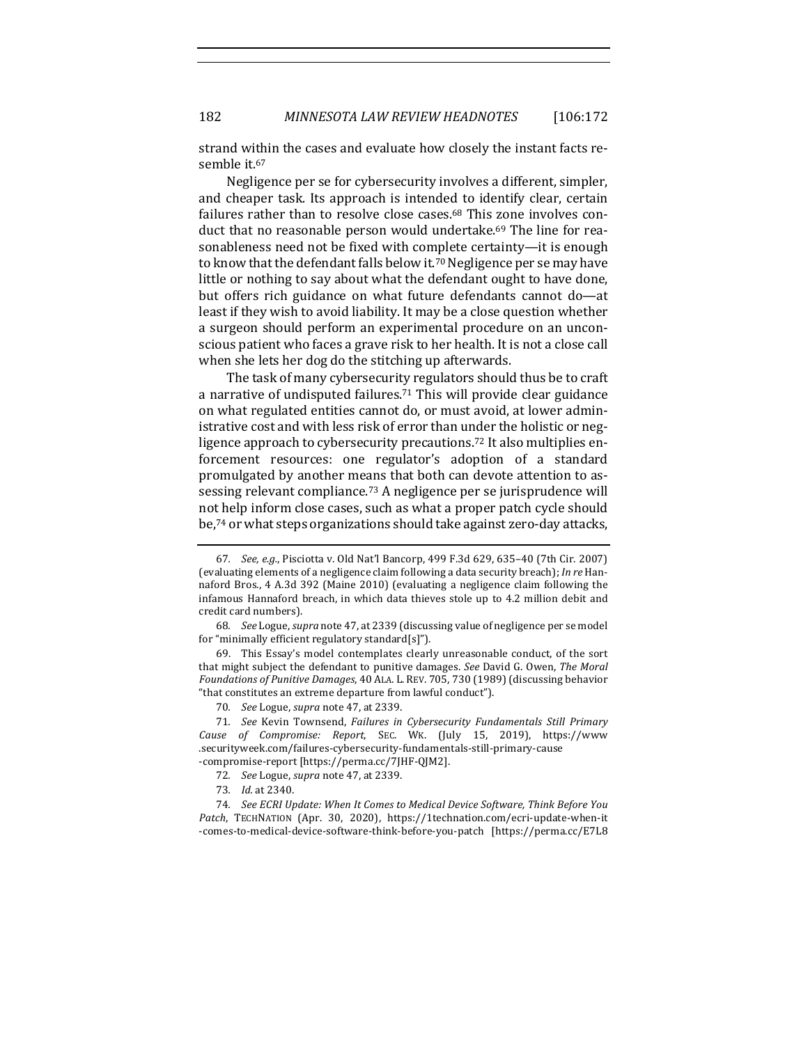strand within the cases and evaluate how closely the instant facts resemble it.[67]

Negligence per se for cybersecurity involves a different, simpler, and cheaper task. Its approach is intended to identify clear, certain failures rather than to resolve close cases.[68] This zone involves conduct that no reasonable person would undertake.[69] The line for reasonableness need not be fixed with complete certainty—it is enough to know that the defendant falls below it.[70] Negligence per se may have little or nothing to say about what the defendant ought to have done, but offers rich guidance on what future defendants cannot do—at least if they wish to avoid liability. It may be a close question whether a surgeon should perform an experimental procedure on an unconscious patient who faces a grave risk to her health. It is not a close call when she lets her dog do the stitching up afterwards.

The task of many cybersecurity regulators should thus be to craft a narrative of undisputed failures.[71] This will provide clear guidance on what regulated entities cannot do, or must avoid, at lower administrative cost and with less risk of error than under the holistic or negligence approach to cybersecurity precautions.[72] It also multiplies enforcement resources: one regulator's adoption of a standard promulgated by another means that both can devote attention to assessing relevant compliance.[73] A negligence per se jurisprudence will not help inform close cases, such as what a proper patch cycle should be,[74] or what steps organizations should take against zero-day attacks,

---

67. *See, e.g.*, Pisciotta v. Old Nat'l Bancorp, 499 F.3d 629, 635–40 (7th Cir. 2007) (evaluating elements of a negligence claim following a data security breach); *In re* Hannaford Bros., 4 A.3d 392 (Maine 2010) (evaluating a negligence claim following the infamous Hannaford breach, in which data thieves stole up to 4.2 million debit and credit card numbers).

68. *See* Logue, *supra* note 47, at 2339 (discussing value of negligence per se model for "minimally efficient regulatory standard[s]").

69. This Essay's model contemplates clearly unreasonable conduct, of the sort that might subject the defendant to punitive damages. *See* David G. Owen, *The Moral Foundations of Punitive Damages*, 40 ALA. L. REV. 705, 730 (1989) (discussing behavior "that constitutes an extreme departure from lawful conduct").

70. *See* Logue, *supra* note 47, at 2339.

71. *See* Kevin Townsend, *Failures in Cybersecurity Fundamentals Still Primary Cause of Compromise: Report*, SEC. WK. (July 15, 2019), https://www.securityweek.com/failures-cybersecurity-fundamentals-still-primary-cause-compromise-report [https://perma.cc/7JHF-QJM2].

72. *See* Logue, *supra* note 47, at 2339.

73. *Id.* at 2340.

74. *See ECRI Update: When It Comes to Medical Device Software, Think Before You Patch*, TECHNATION (Apr. 30, 2020), https://1technation.com/ecri-update-when-it-comes-to-medical-device-software-think-before-you-patch [https://perma.cc/E7L8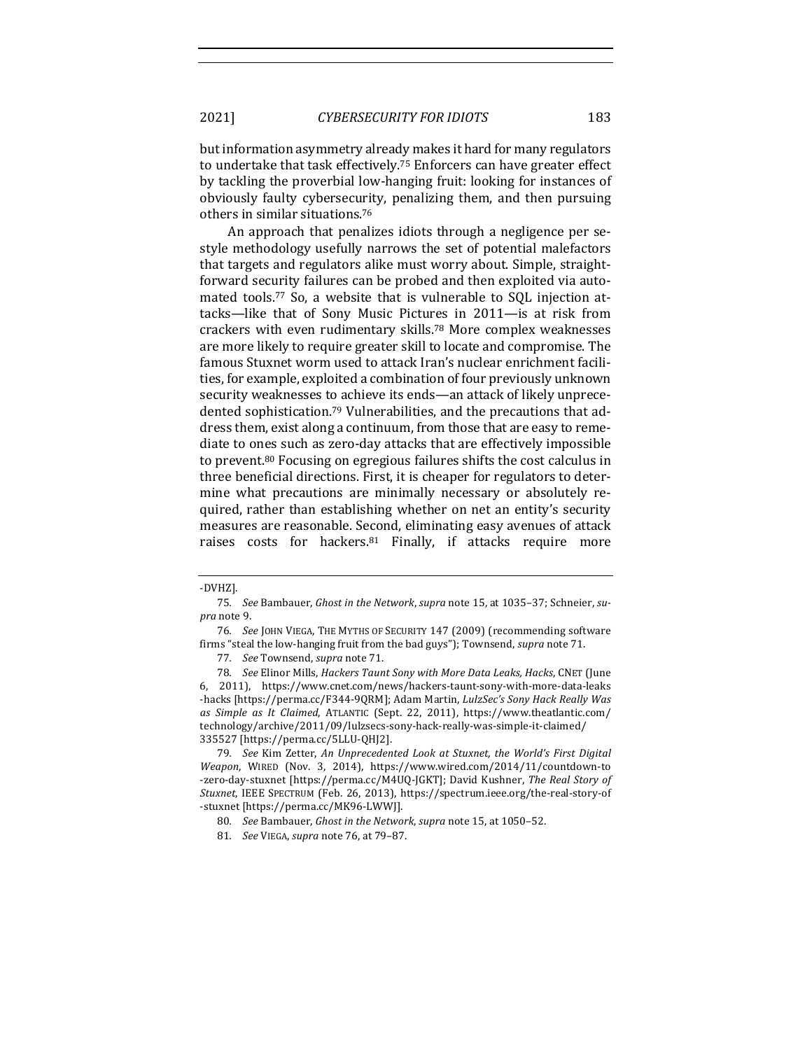but information asymmetry already makes it hard for many regulators to undertake that task effectively.[75] Enforcers can have greater effect by tackling the proverbial low-hanging fruit: looking for instances of obviously faulty cybersecurity, penalizing them, and then pursuing others in similar situations.[76]

An approach that penalizes idiots through a negligence per se-style methodology usefully narrows the set of potential malefactors that targets and regulators alike must worry about. Simple, straightforward security failures can be probed and then exploited via automated tools.[77] So, a website that is vulnerable to SQL injection attacks—like that of Sony Music Pictures in 2011—is at risk from crackers with even rudimentary skills.[78] More complex weaknesses are more likely to require greater skill to locate and compromise. The famous Stuxnet worm used to attack Iran's nuclear enrichment facilities, for example, exploited a combination of four previously unknown security weaknesses to achieve its ends—an attack of likely unprecedented sophistication.[79] Vulnerabilities, and the precautions that address them, exist along a continuum, from those that are easy to remediate to ones such as zero-day attacks that are effectively impossible to prevent.[80] Focusing on egregious failures shifts the cost calculus in three beneficial directions. First, it is cheaper for regulators to determine what precautions are minimally necessary or absolutely required, rather than establishing whether on net an entity's security measures are reasonable. Second, eliminating easy avenues of attack raises costs for hackers.[81] Finally, if attacks require more

---

-DVHZ].

75. *See* Bambauer, *Ghost in the Network*, *supra* note 15, at 1035–37; Schneier, *supra* note 9.

76. *See* JOHN VIEGA, THE MYTHS OF SECURITY 147 (2009) (recommending software firms "steal the low-hanging fruit from the bad guys"); Townsend, *supra* note 71.

77. *See* Townsend, *supra* note 71.

78. *See* Elinor Mills, *Hackers Taunt Sony with More Data Leaks, Hacks*, CNET (June 6, 2011), https://www.cnet.com/news/hackers-taunt-sony-with-more-data-leaks-hacks [https://perma.cc/F344-9QRM]; Adam Martin, *LulzSec's Sony Hack Really Was as Simple as It Claimed*, ATLANTIC (Sept. 22, 2011), https://www.theatlantic.com/technology/archive/2011/09/lulzsecs-sony-hack-really-was-simple-it-claimed/335527 [https://perma.cc/5LLU-QHJ2].

79. *See* Kim Zetter, *An Unprecedented Look at Stuxnet, the World's First Digital Weapon*, WIRED (Nov. 3, 2014), https://www.wired.com/2014/11/countdown-to-zero-day-stuxnet [https://perma.cc/M4UQ-JGKT]; David Kushner, *The Real Story of Stuxnet*, IEEE SPECTRUM (Feb. 26, 2013), https://spectrum.ieee.org/the-real-story-of-stuxnet [https://perma.cc/MK96-LWWJ].

80. *See* Bambauer, *Ghost in the Network*, *supra* note 15, at 1050–52.

81. *See* VIEGA, *supra* note 76, at 79–87.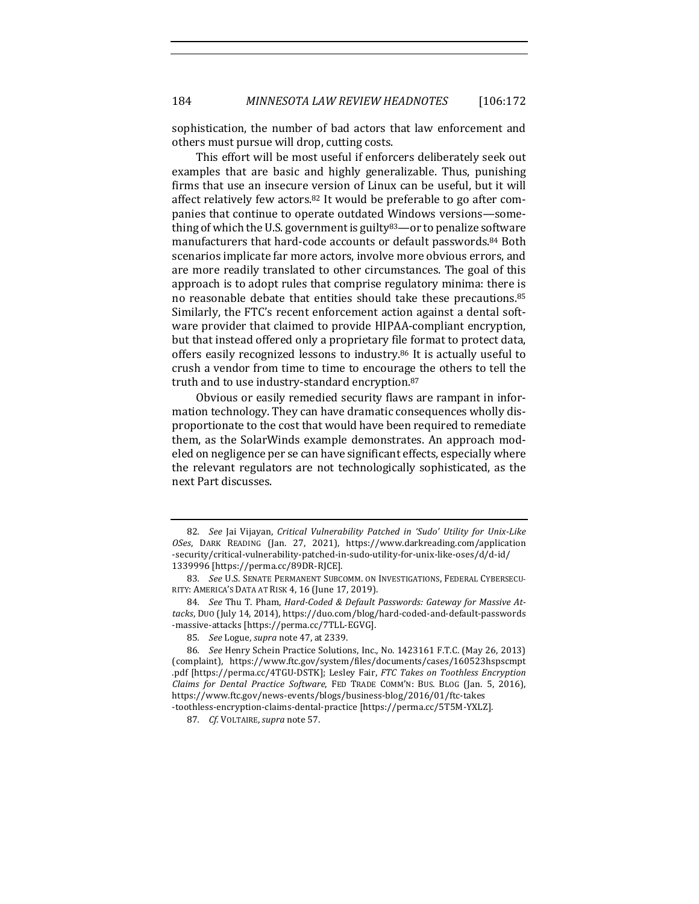sophistication, the number of bad actors that law enforcement and others must pursue will drop, cutting costs.

This effort will be most useful if enforcers deliberately seek out examples that are basic and highly generalizable. Thus, punishing firms that use an insecure version of Linux can be useful, but it will affect relatively few actors.[82] It would be preferable to go after companies that continue to operate outdated Windows versions—something of which the U.S. government is guilty[83]—or to penalize software manufacturers that hard-code accounts or default passwords.[84] Both scenarios implicate far more actors, involve more obvious errors, and are more readily translated to other circumstances. The goal of this approach is to adopt rules that comprise regulatory minima: there is no reasonable debate that entities should take these precautions.[85] Similarly, the FTC's recent enforcement action against a dental software provider that claimed to provide HIPAA-compliant encryption, but that instead offered only a proprietary file format to protect data, offers easily recognized lessons to industry.[86] It is actually useful to crush a vendor from time to time to encourage the others to tell the truth and to use industry-standard encryption.[87]

Obvious or easily remedied security flaws are rampant in information technology. They can have dramatic consequences wholly disproportionate to the cost that would have been required to remediate them, as the SolarWinds example demonstrates. An approach modeled on negligence per se can have significant effects, especially where the relevant regulators are not technologically sophisticated, as the next Part discusses.

---

82. *See* Jai Vijayan, *Critical Vulnerability Patched in 'Sudo' Utility for Unix-Like OSes*, DARK READING (Jan. 27, 2021), https://www.darkreading.com/application-security/critical-vulnerability-patched-in-sudo-utility-for-unix-like-oses/d/d-id/1339996 [https://perma.cc/89DR-RJCE].

83. *See* U.S. SENATE PERMANENT SUBCOMM. ON INVESTIGATIONS, FEDERAL CYBERSECURITY: AMERICA'S DATA AT RISK 4, 16 (June 17, 2019).

84. *See* Thu T. Pham, *Hard-Coded & Default Passwords: Gateway for Massive Attacks*, DUO (July 14, 2014), https://duo.com/blog/hard-coded-and-default-passwords-massive-attacks [https://perma.cc/7TLL-EGVG].

85. *See* Logue, *supra* note 47, at 2339.

86. *See* Henry Schein Practice Solutions, Inc., No. 1423161 F.T.C. (May 26, 2013) (complaint), https://www.ftc.gov/system/files/documents/cases/160523hspscmpt.pdf [https://perma.cc/4TGU-DSTK]; Lesley Fair, *FTC Takes on Toothless Encryption Claims for Dental Practice Software*, FED TRADE COMM'N: BUS. BLOG (Jan. 5, 2016), https://www.ftc.gov/news-events/blogs/business-blog/2016/01/ftc-takes-toothless-encryption-claims-dental-practice [https://perma.cc/5T5M-YXLZ].

87. *Cf.* VOLTAIRE, *supra* note 57.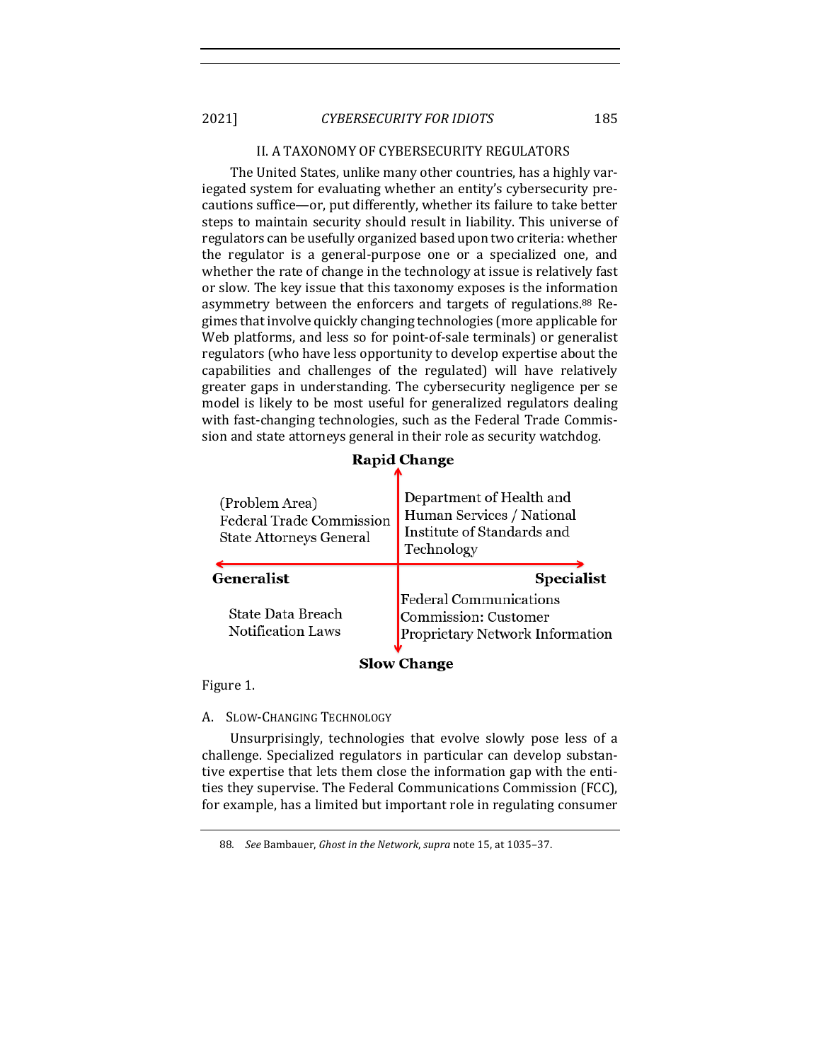## II. A TAXONOMY OF CYBERSECURITY REGULATORS

The United States, unlike many other countries, has a highly variegated system for evaluating whether an entity's cybersecurity precautions suffice—or, put differently, whether its failure to take better steps to maintain security should result in liability. This universe of regulators can be usefully organized based upon two criteria: whether the regulator is a general-purpose one or a specialized one, and whether the rate of change in the technology at issue is relatively fast or slow. The key issue that this taxonomy exposes is the information asymmetry between the enforcers and targets of regulations.[88] Regimes that involve quickly changing technologies (more applicable for Web platforms, and less so for point-of-sale terminals) or generalist regulators (who have less opportunity to develop expertise about the capabilities and challenges of the regulated) will have relatively greater gaps in understanding. The cybersecurity negligence per se model is likely to be most useful for generalized regulators dealing with fast-changing technologies, such as the Federal Trade Commission and state attorneys general in their role as security watchdog.

| | **Generalist** | **Specialist** |
|---|---|---|
| **Rapid Change** | (Problem Area) Federal Trade Commission State Attorneys General | Department of Health and Human Services / National Institute of Standards and Technology |
| **Slow Change** | State Data Breach Notification Laws | Federal Communications Commission: Customer Proprietary Network Information |

Figure 1.

### A. Slow-Changing Technology

Unsurprisingly, technologies that evolve slowly pose less of a challenge. Specialized regulators in particular can develop substantive expertise that lets them close the information gap with the entities they supervise. The Federal Communications Commission (FCC), for example, has a limited but important role in regulating consumer

---

88. *See* Bambauer, *Ghost in the Network*, *supra* note 15, at 1035–37.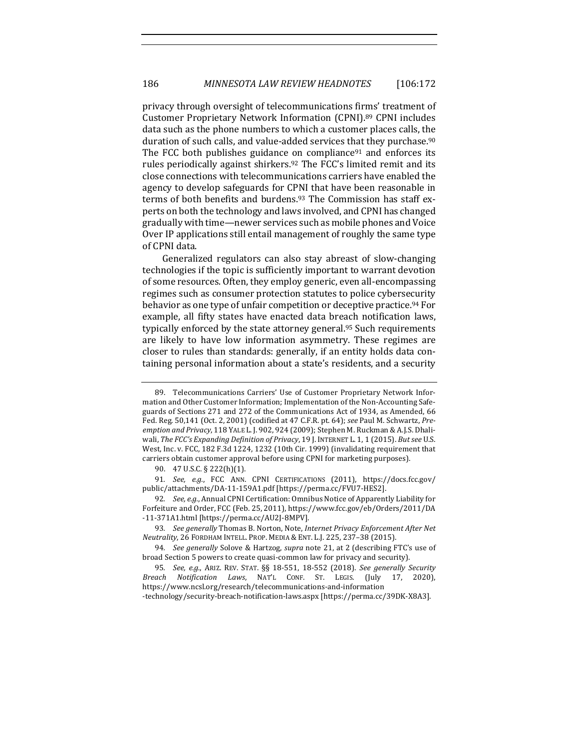privacy through oversight of telecommunications firms' treatment of Customer Proprietary Network Information (CPNI).[89] CPNI includes data such as the phone numbers to which a customer places calls, the duration of such calls, and value-added services that they purchase.[90] The FCC both publishes guidance on compliance[91] and enforces its rules periodically against shirkers.[92] The FCC's limited remit and its close connections with telecommunications carriers have enabled the agency to develop safeguards for CPNI that have been reasonable in terms of both benefits and burdens.[93] The Commission has staff experts on both the technology and laws involved, and CPNI has changed gradually with time—newer services such as mobile phones and Voice Over IP applications still entail management of roughly the same type of CPNI data.

Generalized regulators can also stay abreast of slow-changing technologies if the topic is sufficiently important to warrant devotion of some resources. Often, they employ generic, even all-encompassing regimes such as consumer protection statutes to police cybersecurity behavior as one type of unfair competition or deceptive practice.[94] For example, all fifty states have enacted data breach notification laws, typically enforced by the state attorney general.[95] Such requirements are likely to have low information asymmetry. These regimes are closer to rules than standards: generally, if an entity holds data containing personal information about a state's residents, and a security

---

89. Telecommunications Carriers' Use of Customer Proprietary Network Information and Other Customer Information; Implementation of the Non-Accounting Safeguards of Sections 271 and 272 of the Communications Act of 1934, as Amended, 66 Fed. Reg. 50,141 (Oct. 2, 2001) (codified at 47 C.F.R. pt. 64); *see* Paul M. Schwartz, *Preemption and Privacy*, 118 YALE L. J. 902, 924 (2009); Stephen M. Ruckman & A.J.S. Dhaliwali, *The FCC's Expanding Definition of Privacy*, 19 J. INTERNET L. 1, 1 (2015). *But see* U.S. West, Inc. v. FCC, 182 F.3d 1224, 1232 (10th Cir. 1999) (invalidating requirement that carriers obtain customer approval before using CPNI for marketing purposes).

90. 47 U.S.C. § 222(h)(1).

91. *See, e.g.*, FCC ANN. CPNI CERTIFICATIONS (2011), https://docs.fcc.gov/public/attachments/DA-11-159A1.pdf [https://perma.cc/FVU7-HES2].

92. *See, e.g.*, Annual CPNI Certification: Omnibus Notice of Apparently Liability for Forfeiture and Order, FCC (Feb. 25, 2011), https://www.fcc.gov/eb/Orders/2011/DA-11-371A1.html [https://perma.cc/AU2J-8MPV].

93. *See generally* Thomas B. Norton, Note, *Internet Privacy Enforcement After Net Neutrality*, 26 FORDHAM INTELL. PROP. MEDIA & ENT. L.J. 225, 237–38 (2015).

94. *See generally* Solove & Hartzog, *supra* note 21, at 2 (describing FTC's use of broad Section 5 powers to create quasi-common law for privacy and security).

95. *See, e.g.*, ARIZ. REV. STAT. §§ 18-551, 18-552 (2018). *See generally Security Breach Notification Laws*, NAT'L CONF. ST. LEGIS. (July 17, 2020), https://www.ncsl.org/research/telecommunications-and-information-technology/security-breach-notification-laws.aspx [https://perma.cc/39DK-X8A3].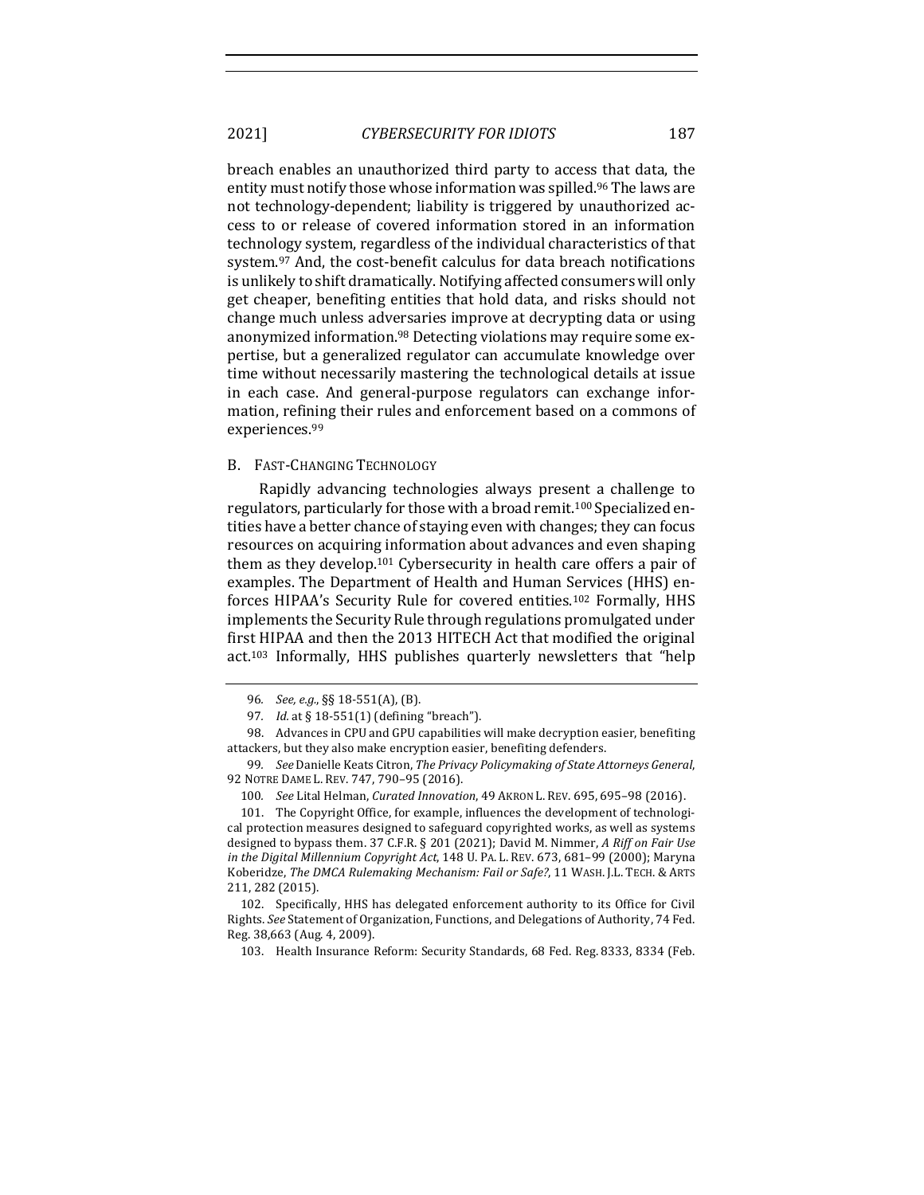breach enables an unauthorized third party to access that data, the entity must notify those whose information was spilled.[96] The laws are not technology-dependent; liability is triggered by unauthorized access to or release of covered information stored in an information technology system, regardless of the individual characteristics of that system.[97] And, the cost-benefit calculus for data breach notifications is unlikely to shift dramatically. Notifying affected consumers will only get cheaper, benefiting entities that hold data, and risks should not change much unless adversaries improve at decrypting data or using anonymized information.[98] Detecting violations may require some expertise, but a generalized regulator can accumulate knowledge over time without necessarily mastering the technological details at issue in each case. And general-purpose regulators can exchange information, refining their rules and enforcement based on a commons of experiences.[99]

### B. FAST-CHANGING TECHNOLOGY

Rapidly advancing technologies always present a challenge to regulators, particularly for those with a broad remit.[100] Specialized entities have a better chance of staying even with changes; they can focus resources on acquiring information about advances and even shaping them as they develop.[101] Cybersecurity in health care offers a pair of examples. The Department of Health and Human Services (HHS) enforces HIPAA's Security Rule for covered entities.[102] Formally, HHS implements the Security Rule through regulations promulgated under first HIPAA and then the 2013 HITECH Act that modified the original act.[103] Informally, HHS publishes quarterly newsletters that "help

---

96. *See, e.g.*, §§ 18-551(A), (B).

97. *Id.* at § 18-551(1) (defining "breach").

98. Advances in CPU and GPU capabilities will make decryption easier, benefiting attackers, but they also make encryption easier, benefiting defenders.

99. *See* Danielle Keats Citron, *The Privacy Policymaking of State Attorneys General*, 92 NOTRE DAME L. REV. 747, 790–95 (2016).

100. *See* Lital Helman, *Curated Innovation*, 49 AKRON L. REV. 695, 695–98 (2016).

101. The Copyright Office, for example, influences the development of technological protection measures designed to safeguard copyrighted works, as well as systems designed to bypass them. 37 C.F.R. § 201 (2021); David M. Nimmer, *A Riff on Fair Use in the Digital Millennium Copyright Act*, 148 U. PA. L. REV. 673, 681–99 (2000); Maryna Koberidze, *The DMCA Rulemaking Mechanism: Fail or Safe?*, 11 WASH. J.L. TECH. & ARTS 211, 282 (2015).

102. Specifically, HHS has delegated enforcement authority to its Office for Civil Rights. *See* Statement of Organization, Functions, and Delegations of Authority, 74 Fed. Reg. 38,663 (Aug. 4, 2009).

103. Health Insurance Reform: Security Standards, 68 Fed. Reg. 8333, 8334 (Feb.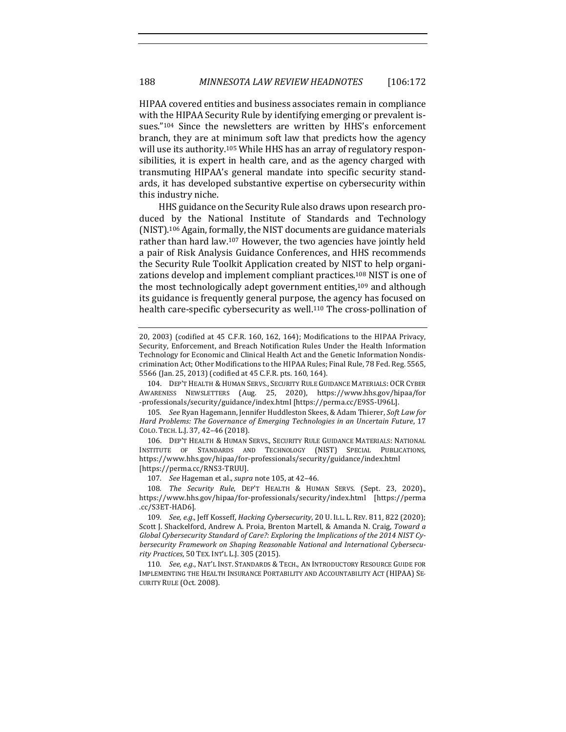HIPAA covered entities and business associates remain in compliance with the HIPAA Security Rule by identifying emerging or prevalent issues."[104] Since the newsletters are written by HHS's enforcement branch, they are at minimum soft law that predicts how the agency will use its authority.[105] While HHS has an array of regulatory responsibilities, it is expert in health care, and as the agency charged with transmuting HIPAA's general mandate into specific security standards, it has developed substantive expertise on cybersecurity within this industry niche.

HHS guidance on the Security Rule also draws upon research produced by the National Institute of Standards and Technology (NIST).[106] Again, formally, the NIST documents are guidance materials rather than hard law.[107] However, the two agencies have jointly held a pair of Risk Analysis Guidance Conferences, and HHS recommends the Security Rule Toolkit Application created by NIST to help organizations develop and implement compliant practices.[108] NIST is one of the most technologically adept government entities,[109] and although its guidance is frequently general purpose, the agency has focused on health care-specific cybersecurity as well.[110] The cross-pollination of

---

20, 2003) (codified at 45 C.F.R. 160, 162, 164); Modifications to the HIPAA Privacy, Security, Enforcement, and Breach Notification Rules Under the Health Information Technology for Economic and Clinical Health Act and the Genetic Information Nondiscrimination Act; Other Modifications to the HIPAA Rules; Final Rule, 78 Fed. Reg. 5565, 5566 (Jan. 25, 2013) (codified at 45 C.F.R. pts. 160, 164).

104. DEP'T HEALTH & HUMAN SERVS., SECURITY RULE GUIDANCE MATERIALS: OCR CYBER AWARENESS NEWSLETTERS (Aug. 25, 2020), https://www.hhs.gov/hipaa/for-professionals/security/guidance/index.html [https://perma.cc/E9S5-U96L].

105. *See* Ryan Hagemann, Jennifer Huddleston Skees, & Adam Thierer, *Soft Law for Hard Problems: The Governance of Emerging Technologies in an Uncertain Future*, 17 COLO. TECH. L.J. 37, 42–46 (2018).

106. DEP'T HEALTH & HUMAN SERVS., SECURITY RULE GUIDANCE MATERIALS: NATIONAL INSTITUTE OF STANDARDS AND TECHNOLOGY (NIST) SPECIAL PUBLICATIONS, https://www.hhs.gov/hipaa/for-professionals/security/guidance/index.html [https://perma.cc/RNS3-TRUU].

107. *See* Hageman et al., *supra* note 105, at 42–46.

108. *The Security Rule*, DEP'T HEALTH & HUMAN SERVS. (Sept. 23, 2020)., https://www.hhs.gov/hipaa/for-professionals/security/index.html [https://perma.cc/S3ET-HAD6].

109. *See, e.g.*, Jeff Kosseff, *Hacking Cybersecurity*, 20 U. ILL. L. REV. 811, 822 (2020); Scott J. Shackelford, Andrew A. Proia, Brenton Martell, & Amanda N. Craig, *Toward a Global Cybersecurity Standard of Care?: Exploring the Implications of the 2014 NIST Cybersecurity Framework on Shaping Reasonable National and International Cybersecurity Practices*, 50 TEX. INT'L L.J. 305 (2015).

110. *See, e.g.*, NAT'L INST. STANDARDS & TECH., AN INTRODUCTORY RESOURCE GUIDE FOR IMPLEMENTING THE HEALTH INSURANCE PORTABILITY AND ACCOUNTABILITY ACT (HIPAA) SECURITY RULE (Oct. 2008).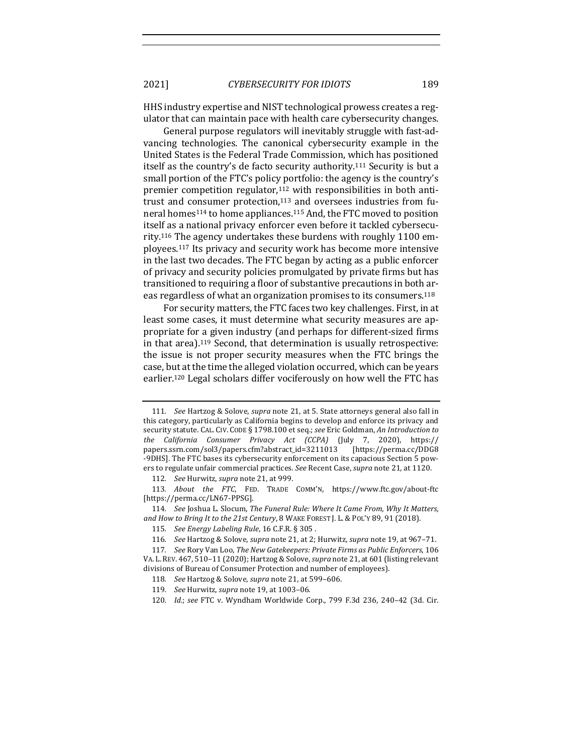HHS industry expertise and NIST technological prowess creates a regulator that can maintain pace with health care cybersecurity changes.

General purpose regulators will inevitably struggle with fast-advancing technologies. The canonical cybersecurity example in the United States is the Federal Trade Commission, which has positioned itself as the country's de facto security authority.[111] Security is but a small portion of the FTC's policy portfolio: the agency is the country's premier competition regulator,[112] with responsibilities in both antitrust and consumer protection,[113] and oversees industries from funeral homes[114] to home appliances.[115] And, the FTC moved to position itself as a national privacy enforcer even before it tackled cybersecurity.[116] The agency undertakes these burdens with roughly 1100 employees.[117] Its privacy and security work has become more intensive in the last two decades. The FTC began by acting as a public enforcer of privacy and security policies promulgated by private firms but has transitioned to requiring a floor of substantive precautions in both areas regardless of what an organization promises to its consumers.[118]

For security matters, the FTC faces two key challenges. First, in at least some cases, it must determine what security measures are appropriate for a given industry (and perhaps for different-sized firms in that area).[119] Second, that determination is usually retrospective: the issue is not proper security measures when the FTC brings the case, but at the time the alleged violation occurred, which can be years earlier.[120] Legal scholars differ vociferously on how well the FTC has

---

111. *See* Hartzog & Solove, *supra* note 21, at 5. State attorneys general also fall in this category, particularly as California begins to develop and enforce its privacy and security statute. CAL. CIV. CODE § 1798.100 et seq.; *see* Eric Goldman, *An Introduction to the California Consumer Privacy Act (CCPA)* (July 7, 2020), https://papers.ssrn.com/sol3/papers.cfm?abstract_id=3211013 [https://perma.cc/DDG8-9DHS]. The FTC bases its cybersecurity enforcement on its capacious Section 5 powers to regulate unfair commercial practices. *See* Recent Case, *supra* note 21, at 1120.

112. *See* Hurwitz, *supra* note 21, at 999.

113. *About the FTC*, FED. TRADE COMM'N, https://www.ftc.gov/about-ftc [https://perma.cc/LN67-PPSG].

114. *See* Joshua L. Slocum, *The Funeral Rule: Where It Came From, Why It Matters, and How to Bring It to the 21st Century*, 8 WAKE FOREST J. L. & POL'Y 89, 91 (2018).

115. *See Energy Labeling Rule*, 16 C.F.R. § 305 .

116. *See* Hartzog & Solove, *supra* note 21, at 2; Hurwitz, *supra* note 19, at 967–71.

117. *See* Rory Van Loo, *The New Gatekeepers: Private Firms as Public Enforcers*, 106 VA. L. REV. 467, 510–11 (2020); Hartzog & Solove, *supra* note 21, at 601 (listing relevant divisions of Bureau of Consumer Protection and number of employees).

118. *See* Hartzog & Solove, *supra* note 21, at 599–606.

119. *See* Hurwitz, *supra* note 19, at 1003–06.

120. *Id.*; *see* FTC v. Wyndham Worldwide Corp., 799 F.3d 236, 240–42 (3d. Cir.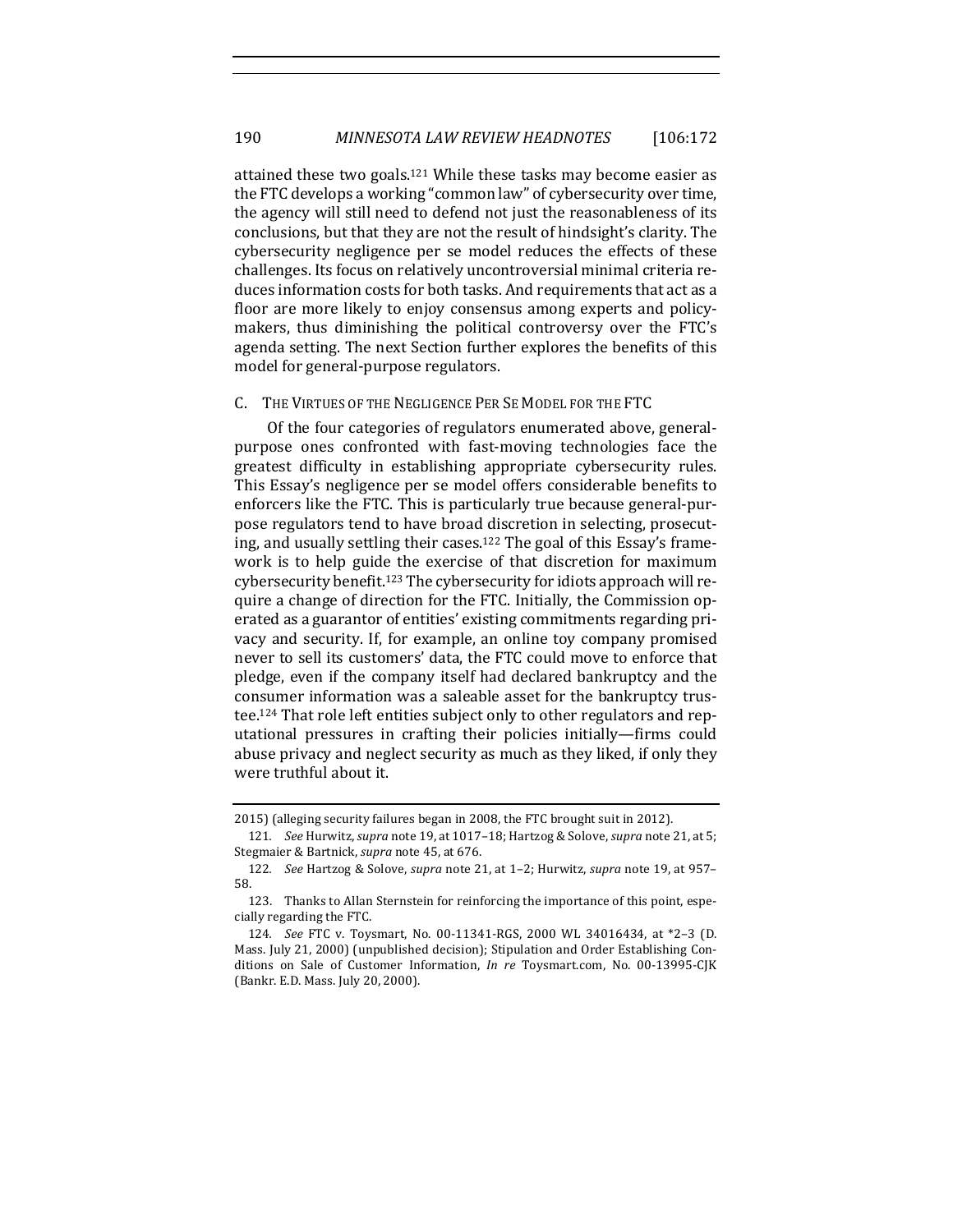attained these two goals.[121] While these tasks may become easier as the FTC develops a working "common law" of cybersecurity over time, the agency will still need to defend not just the reasonableness of its conclusions, but that they are not the result of hindsight's clarity. The cybersecurity negligence per se model reduces the effects of these challenges. Its focus on relatively uncontroversial minimal criteria reduces information costs for both tasks. And requirements that act as a floor are more likely to enjoy consensus among experts and policymakers, thus diminishing the political controversy over the FTC's agenda setting. The next Section further explores the benefits of this model for general-purpose regulators.

### C. The Virtues of the Negligence Per Se Model for the FTC

Of the four categories of regulators enumerated above, general-purpose ones confronted with fast-moving technologies face the greatest difficulty in establishing appropriate cybersecurity rules. This Essay's negligence per se model offers considerable benefits to enforcers like the FTC. This is particularly true because general-purpose regulators tend to have broad discretion in selecting, prosecuting, and usually settling their cases.[122] The goal of this Essay's framework is to help guide the exercise of that discretion for maximum cybersecurity benefit.[123] The cybersecurity for idiots approach will require a change of direction for the FTC. Initially, the Commission operated as a guarantor of entities' existing commitments regarding privacy and security. If, for example, an online toy company promised never to sell its customers' data, the FTC could move to enforce that pledge, even if the company itself had declared bankruptcy and the consumer information was a saleable asset for the bankruptcy trustee.[124] That role left entities subject only to other regulators and reputational pressures in crafting their policies initially—firms could abuse privacy and neglect security as much as they liked, if only they were truthful about it.

---

2015) (alleging security failures began in 2008, the FTC brought suit in 2012).

121. *See* Hurwitz, *supra* note 19, at 1017–18; Hartzog & Solove, *supra* note 21, at 5; Stegmaier & Bartnick, *supra* note 45, at 676.

122. *See* Hartzog & Solove, *supra* note 21, at 1–2; Hurwitz, *supra* note 19, at 957–58.

123. Thanks to Allan Sternstein for reinforcing the importance of this point, especially regarding the FTC.

124. *See* FTC v. Toysmart, No. 00-11341-RGS, 2000 WL 34016434, at *2–3 (D. Mass. July 21, 2000) (unpublished decision); Stipulation and Order Establishing Conditions on Sale of Customer Information, *In re* Toysmart.com, No. 00-13995-CJK (Bankr. E.D. Mass. July 20, 2000).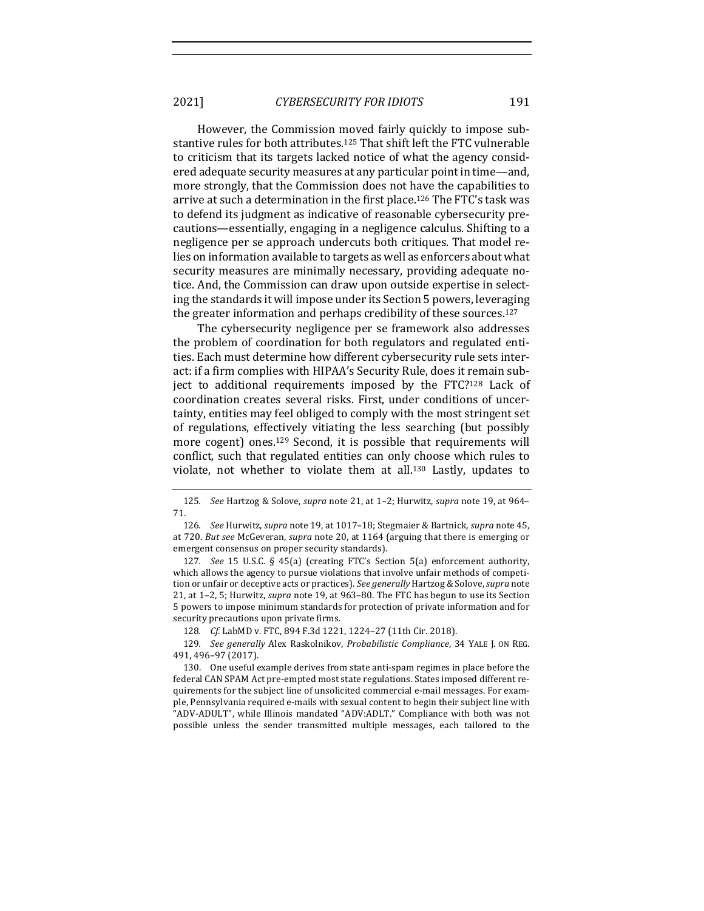However, the Commission moved fairly quickly to impose substantive rules for both attributes.[125] That shift left the FTC vulnerable to criticism that its targets lacked notice of what the agency considered adequate security measures at any particular point in time—and, more strongly, that the Commission does not have the capabilities to arrive at such a determination in the first place.[126] The FTC's task was to defend its judgment as indicative of reasonable cybersecurity precautions—essentially, engaging in a negligence calculus. Shifting to a negligence per se approach undercuts both critiques. That model relies on information available to targets as well as enforcers about what security measures are minimally necessary, providing adequate notice. And, the Commission can draw upon outside expertise in selecting the standards it will impose under its Section 5 powers, leveraging the greater information and perhaps credibility of these sources.[127]

The cybersecurity negligence per se framework also addresses the problem of coordination for both regulators and regulated entities. Each must determine how different cybersecurity rule sets interact: if a firm complies with HIPAA's Security Rule, does it remain subject to additional requirements imposed by the FTC?[128] Lack of coordination creates several risks. First, under conditions of uncertainty, entities may feel obliged to comply with the most stringent set of regulations, effectively vitiating the less searching (but possibly more cogent) ones.[129] Second, it is possible that requirements will conflict, such that regulated entities can only choose which rules to violate, not whether to violate them at all.[130] Lastly, updates to

125. *See* Hartzog & Solove, *supra* note 21, at 1–2; Hurwitz, *supra* note 19, at 964–71.

126. *See* Hurwitz, *supra* note 19, at 1017–18; Stegmaier & Bartnick, *supra* note 45, at 720. *But see* McGeveran, *supra* note 20, at 1164 (arguing that there is emerging or emergent consensus on proper security standards).

127. *See* 15 U.S.C. § 45(a) (creating FTC's Section 5(a) enforcement authority, which allows the agency to pursue violations that involve unfair methods of competition or unfair or deceptive acts or practices). *See generally* Hartzog & Solove, *supra* note 21, at 1–2, 5; Hurwitz, *supra* note 19, at 963–80. The FTC has begun to use its Section 5 powers to impose minimum standards for protection of private information and for security precautions upon private firms.

128. *Cf.* LabMD v. FTC, 894 F.3d 1221, 1224–27 (11th Cir. 2018).

129. *See generally* Alex Raskolnikov, *Probabilistic Compliance*, 34 YALE J. ON REG. 491, 496–97 (2017).

130. One useful example derives from state anti-spam regimes in place before the federal CAN SPAM Act pre-empted most state regulations. States imposed different requirements for the subject line of unsolicited commercial e-mail messages. For example, Pennsylvania required e-mails with sexual content to begin their subject line with "ADV-ADULT", while Illinois mandated "ADV:ADLT." Compliance with both was not possible unless the sender transmitted multiple messages, each tailored to the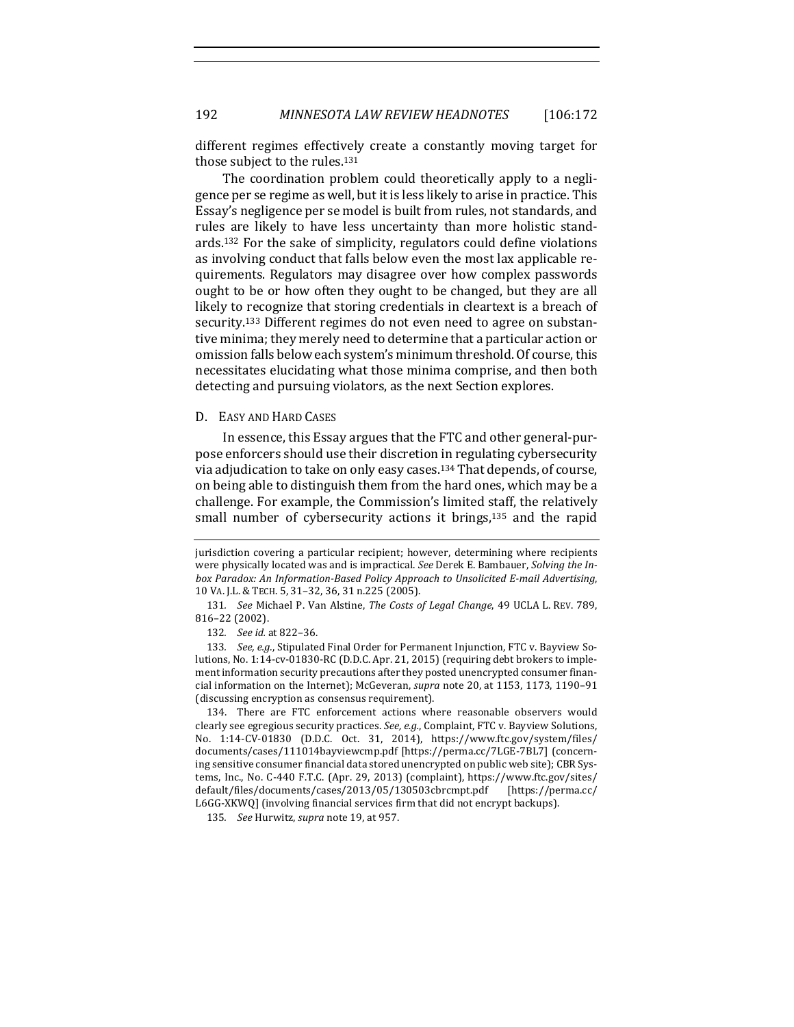different regimes effectively create a constantly moving target for those subject to the rules.[131]

The coordination problem could theoretically apply to a negligence per se regime as well, but it is less likely to arise in practice. This Essay's negligence per se model is built from rules, not standards, and rules are likely to have less uncertainty than more holistic standards.[132] For the sake of simplicity, regulators could define violations as involving conduct that falls below even the most lax applicable requirements. Regulators may disagree over how complex passwords ought to be or how often they ought to be changed, but they are all likely to recognize that storing credentials in cleartext is a breach of security.[133] Different regimes do not even need to agree on substantive minima; they merely need to determine that a particular action or omission falls below each system's minimum threshold. Of course, this necessitates elucidating what those minima comprise, and then both detecting and pursuing violators, as the next Section explores.

### D. Easy and Hard Cases

In essence, this Essay argues that the FTC and other general-purpose enforcers should use their discretion in regulating cybersecurity via adjudication to take on only easy cases.[134] That depends, of course, on being able to distinguish them from the hard ones, which may be a challenge. For example, the Commission's limited staff, the relatively small number of cybersecurity actions it brings,[135] and the rapid

---

jurisdiction covering a particular recipient; however, determining where recipients were physically located was and is impractical. *See* Derek E. Bambauer, *Solving the Inbox Paradox: An Information-Based Policy Approach to Unsolicited E-mail Advertising*, 10 VA. J.L. & TECH. 5, 31–32, 36, 31 n.225 (2005).

131. *See* Michael P. Van Alstine, *The Costs of Legal Change*, 49 UCLA L. REV. 789, 816–22 (2002).

132. *See id.* at 822–36.

133. *See, e.g.*, Stipulated Final Order for Permanent Injunction, FTC v. Bayview Solutions, No. 1:14-cv-01830-RC (D.D.C. Apr. 21, 2015) (requiring debt brokers to implement information security precautions after they posted unencrypted consumer financial information on the Internet); McGeveran, *supra* note 20, at 1153, 1173, 1190–91 (discussing encryption as consensus requirement).

134. There are FTC enforcement actions where reasonable observers would clearly see egregious security practices. *See, e.g.*, Complaint, FTC v. Bayview Solutions, No. 1:14-CV-01830 (D.D.C. Oct. 31, 2014), https://www.ftc.gov/system/files/documents/cases/111014bayviewcmp.pdf [https://perma.cc/7LGE-7BL7] (concerning sensitive consumer financial data stored unencrypted on public web site); CBR Systems, Inc., No. C-440 F.T.C. (Apr. 29, 2013) (complaint), https://www.ftc.gov/sites/default/files/documents/cases/2013/05/130503cbrcmpt.pdf [https://perma.cc/L6GG-XKWQ] (involving financial services firm that did not encrypt backups).

135. *See* Hurwitz, *supra* note 19, at 957.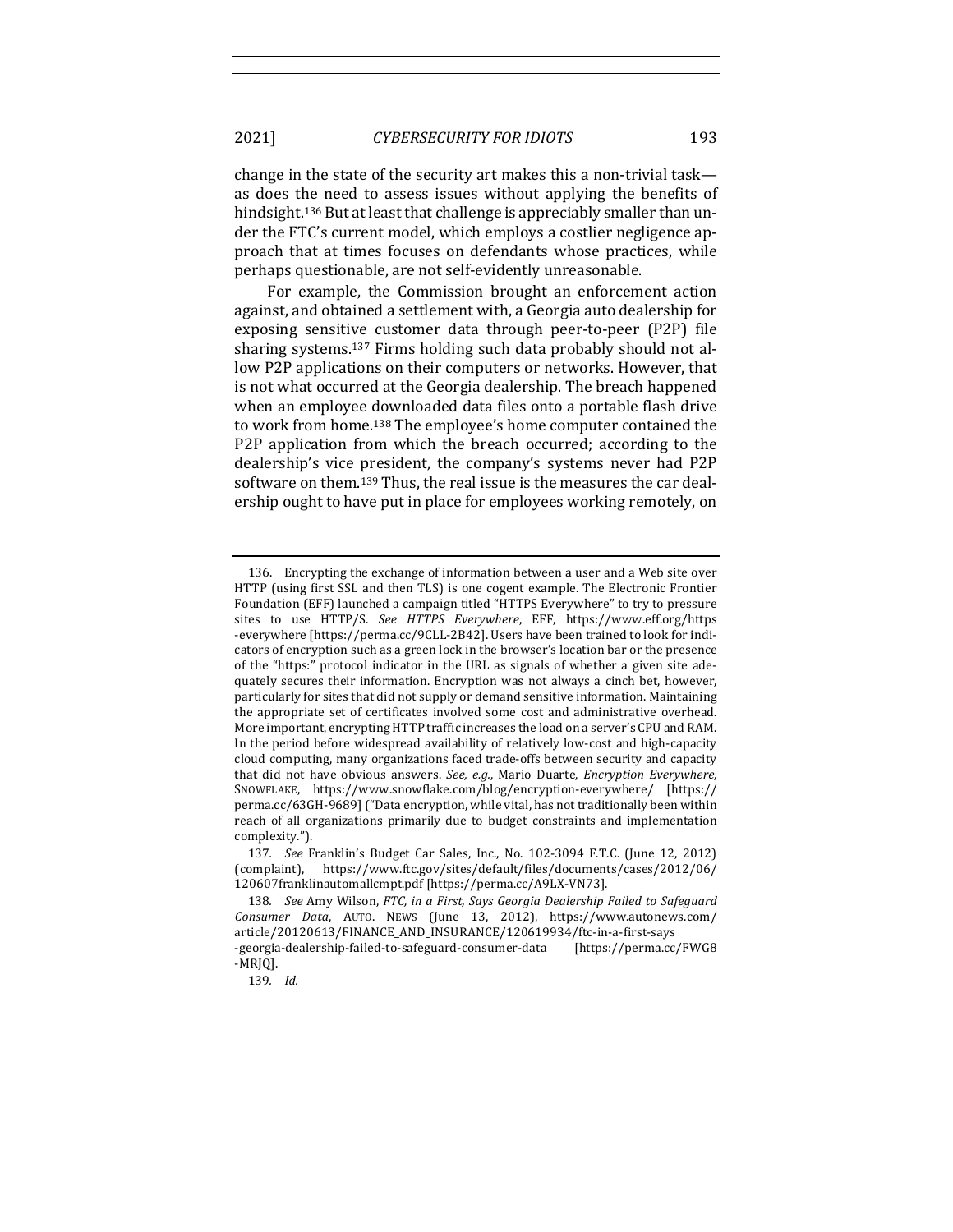change in the state of the security art makes this a non-trivial task—as does the need to assess issues without applying the benefits of hindsight.[136] But at least that challenge is appreciably smaller than under the FTC's current model, which employs a costlier negligence approach that at times focuses on defendants whose practices, while perhaps questionable, are not self-evidently unreasonable.

For example, the Commission brought an enforcement action against, and obtained a settlement with, a Georgia auto dealership for exposing sensitive customer data through peer-to-peer (P2P) file sharing systems.[137] Firms holding such data probably should not allow P2P applications on their computers or networks. However, that is not what occurred at the Georgia dealership. The breach happened when an employee downloaded data files onto a portable flash drive to work from home.[138] The employee's home computer contained the P2P application from which the breach occurred; according to the dealership's vice president, the company's systems never had P2P software on them.[139] Thus, the real issue is the measures the car dealership ought to have put in place for employees working remotely, on

---

136. Encrypting the exchange of information between a user and a Web site over HTTP (using first SSL and then TLS) is one cogent example. The Electronic Frontier Foundation (EFF) launched a campaign titled "HTTPS Everywhere" to try to pressure sites to use HTTP/S. *See HTTPS Everywhere*, EFF, https://www.eff.org/https-everywhere [https://perma.cc/9CLL-2B42]. Users have been trained to look for indicators of encryption such as a green lock in the browser's location bar or the presence of the "https:" protocol indicator in the URL as signals of whether a given site adequately secures their information. Encryption was not always a cinch bet, however, particularly for sites that did not supply or demand sensitive information. Maintaining the appropriate set of certificates involved some cost and administrative overhead. More important, encrypting HTTP traffic increases the load on a server's CPU and RAM. In the period before widespread availability of relatively low-cost and high-capacity cloud computing, many organizations faced trade-offs between security and capacity that did not have obvious answers. *See, e.g.*, Mario Duarte, *Encryption Everywhere*, SNOWFLAKE, https://www.snowflake.com/blog/encryption-everywhere/ [https://perma.cc/63GH-9689] ("Data encryption, while vital, has not traditionally been within reach of all organizations primarily due to budget constraints and implementation complexity.").

137. *See* Franklin's Budget Car Sales, Inc., No. 102-3094 F.T.C. (June 12, 2012) (complaint), https://www.ftc.gov/sites/default/files/documents/cases/2012/06/120607franklinautomallcmpt.pdf [https://perma.cc/A9LX-VN73].

138. *See* Amy Wilson, *FTC, in a First, Says Georgia Dealership Failed to Safeguard Consumer Data*, AUTO. NEWS (June 13, 2012), https://www.autonews.com/article/20120613/FINANCE_AND_INSURANCE/120619934/ftc-in-a-first-says-georgia-dealership-failed-to-safeguard-consumer-data [https://perma.cc/FWG8-MRJQ].

139. *Id.*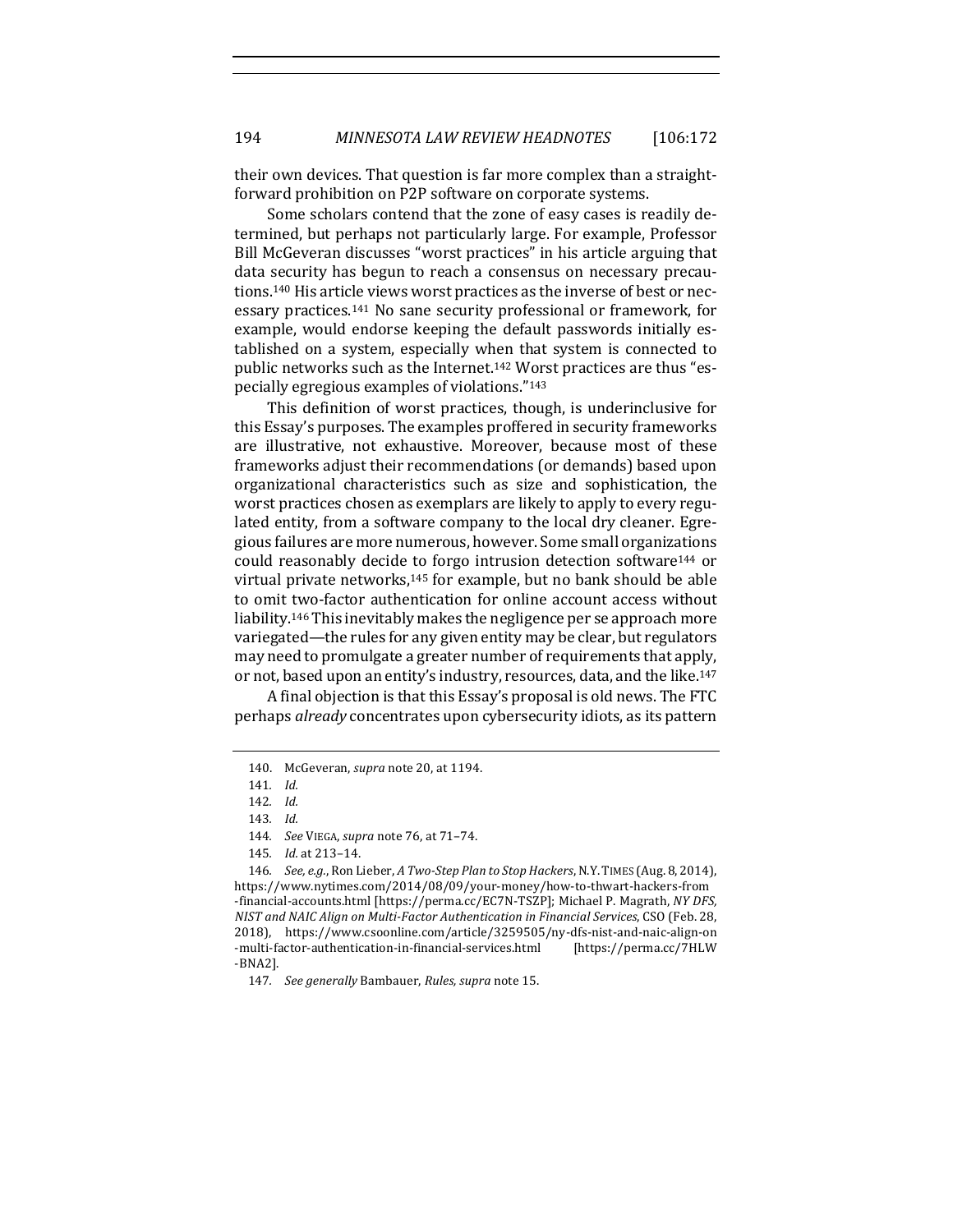their own devices. That question is far more complex than a straightforward prohibition on P2P software on corporate systems.

Some scholars contend that the zone of easy cases is readily determined, but perhaps not particularly large. For example, Professor Bill McGeveran discusses "worst practices" in his article arguing that data security has begun to reach a consensus on necessary precautions.[140] His article views worst practices as the inverse of best or necessary practices.[141] No sane security professional or framework, for example, would endorse keeping the default passwords initially established on a system, especially when that system is connected to public networks such as the Internet.[142] Worst practices are thus "especially egregious examples of violations."[143]

This definition of worst practices, though, is underinclusive for this Essay's purposes. The examples proffered in security frameworks are illustrative, not exhaustive. Moreover, because most of these frameworks adjust their recommendations (or demands) based upon organizational characteristics such as size and sophistication, the worst practices chosen as exemplars are likely to apply to every regulated entity, from a software company to the local dry cleaner. Egregious failures are more numerous, however. Some small organizations could reasonably decide to forgo intrusion detection software[144] or virtual private networks,[145] for example, but no bank should be able to omit two-factor authentication for online account access without liability.[146] This inevitably makes the negligence per se approach more variegated—the rules for any given entity may be clear, but regulators may need to promulgate a greater number of requirements that apply, or not, based upon an entity's industry, resources, data, and the like.[147]

A final objection is that this Essay's proposal is old news. The FTC perhaps *already* concentrates upon cybersecurity idiots, as its pattern

---

140. McGeveran, *supra* note 20, at 1194.

141. *Id.*

142. *Id.*

143. *Id.*

144. *See* VIEGA, *supra* note 76, at 71–74.

145. *Id.* at 213–14.

146. *See, e.g.*, Ron Lieber, *A Two-Step Plan to Stop Hackers*, N.Y. TIMES (Aug. 8, 2014), https://www.nytimes.com/2014/08/09/your-money/how-to-thwart-hackers-from-financial-accounts.html [https://perma.cc/EC7N-TSZP]; Michael P. Magrath, *NY DFS, NIST and NAIC Align on Multi-Factor Authentication in Financial Services*, CSO (Feb. 28, 2018), https://www.csoonline.com/article/3259505/ny-dfs-nist-and-naic-align-on-multi-factor-authentication-in-financial-services.html [https://perma.cc/7HLW-BNA2].

147. *See generally* Bambauer, *Rules*, *supra* note 15.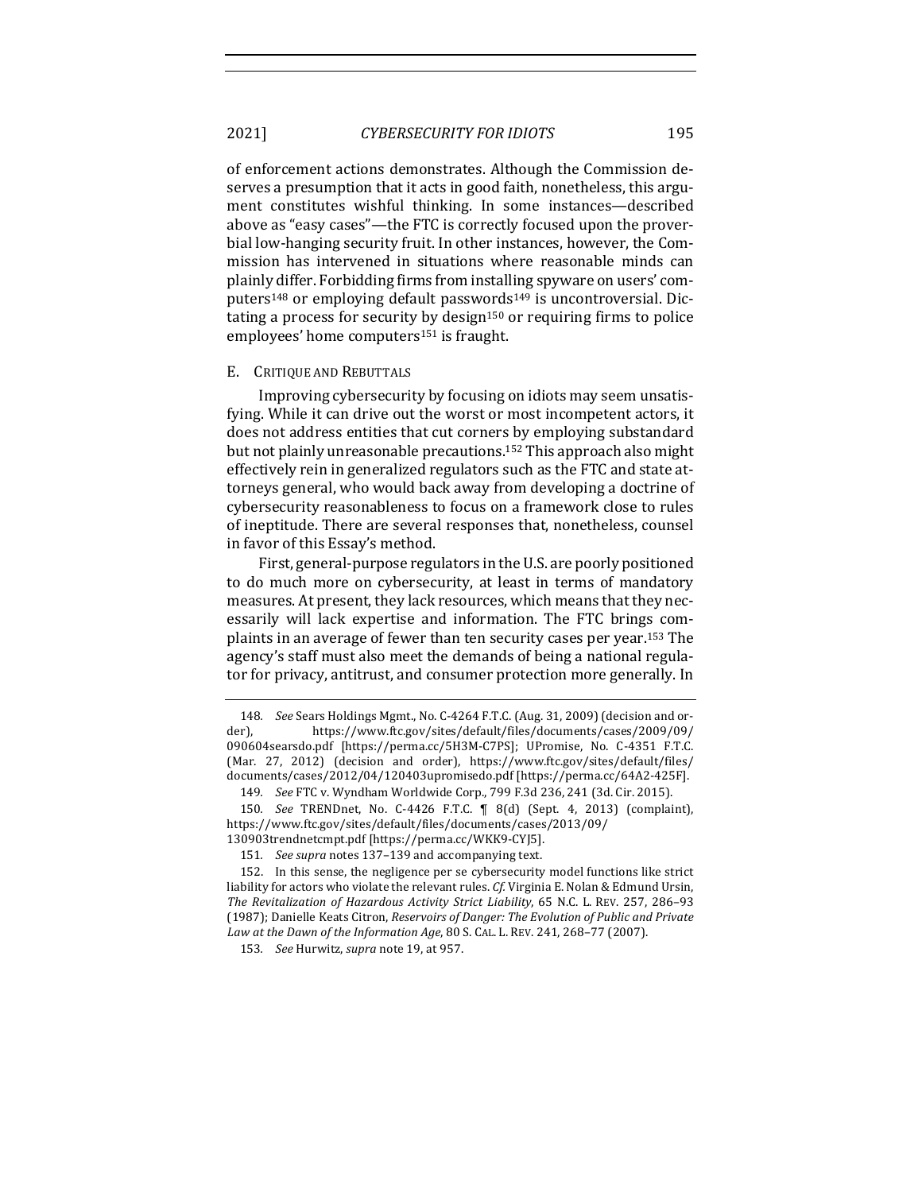of enforcement actions demonstrates. Although the Commission deserves a presumption that it acts in good faith, nonetheless, this argument constitutes wishful thinking. In some instances—described above as "easy cases"—the FTC is correctly focused upon the proverbial low-hanging security fruit. In other instances, however, the Commission has intervened in situations where reasonable minds can plainly differ. Forbidding firms from installing spyware on users' computers[148] or employing default passwords[149] is uncontroversial. Dictating a process for security by design[150] or requiring firms to police employees' home computers[151] is fraught.

## E. Critique and Rebuttals

Improving cybersecurity by focusing on idiots may seem unsatisfying. While it can drive out the worst or most incompetent actors, it does not address entities that cut corners by employing substandard but not plainly unreasonable precautions.[152] This approach also might effectively rein in generalized regulators such as the FTC and state attorneys general, who would back away from developing a doctrine of cybersecurity reasonableness to focus on a framework close to rules of ineptitude. There are several responses that, nonetheless, counsel in favor of this Essay's method.

First, general-purpose regulators in the U.S. are poorly positioned to do much more on cybersecurity, at least in terms of mandatory measures. At present, they lack resources, which means that they necessarily will lack expertise and information. The FTC brings complaints in an average of fewer than ten security cases per year.[153] The agency's staff must also meet the demands of being a national regulator for privacy, antitrust, and consumer protection more generally. In

---

148. *See* Sears Holdings Mgmt., No. C-4264 F.T.C. (Aug. 31, 2009) (decision and order), https://www.ftc.gov/sites/default/files/documents/cases/2009/09/090604searsdo.pdf [https://perma.cc/5H3M-C7PS]; UPromise, No. C-4351 F.T.C. (Mar. 27, 2012) (decision and order), https://www.ftc.gov/sites/default/files/documents/cases/2012/04/120403upromisedo.pdf [https://perma.cc/64A2-425F].

149. *See* FTC v. Wyndham Worldwide Corp., 799 F.3d 236, 241 (3d. Cir. 2015).

150. *See* TRENDnet, No. C-4426 F.T.C. ¶ 8(d) (Sept. 4, 2013) (complaint), https://www.ftc.gov/sites/default/files/documents/cases/2013/09/130903trendnetcmpt.pdf [https://perma.cc/WKK9-CYJ5].

151. *See supra* notes 137–139 and accompanying text.

152. In this sense, the negligence per se cybersecurity model functions like strict liability for actors who violate the relevant rules. *Cf.* Virginia E. Nolan & Edmund Ursin, *The Revitalization of Hazardous Activity Strict Liability*, 65 N.C. L. REV. 257, 286–93 (1987); Danielle Keats Citron, *Reservoirs of Danger: The Evolution of Public and Private Law at the Dawn of the Information Age*, 80 S. CAL. L. REV. 241, 268–77 (2007).

153. *See* Hurwitz, *supra* note 19, at 957.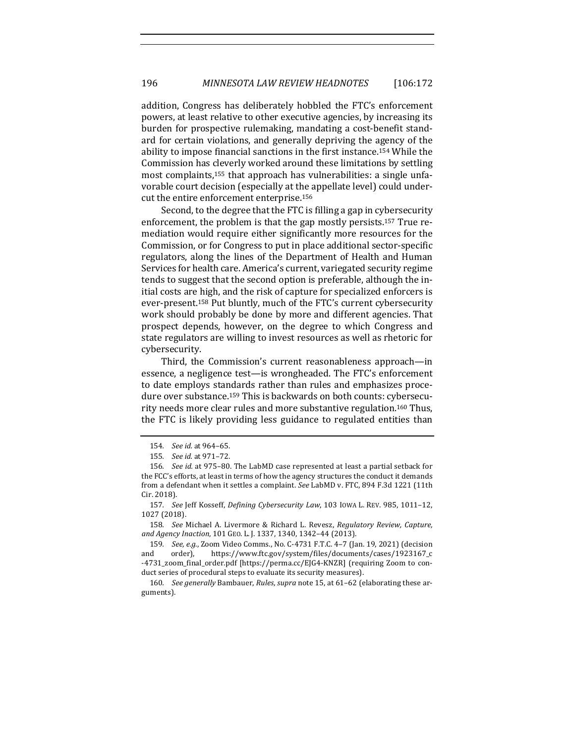addition, Congress has deliberately hobbled the FTC's enforcement powers, at least relative to other executive agencies, by increasing its burden for prospective rulemaking, mandating a cost-benefit standard for certain violations, and generally depriving the agency of the ability to impose financial sanctions in the first instance.[154] While the Commission has cleverly worked around these limitations by settling most complaints,[155] that approach has vulnerabilities: a single unfavorable court decision (especially at the appellate level) could undercut the entire enforcement enterprise.[156]

Second, to the degree that the FTC is filling a gap in cybersecurity enforcement, the problem is that the gap mostly persists.[157] True remediation would require either significantly more resources for the Commission, or for Congress to put in place additional sector-specific regulators, along the lines of the Department of Health and Human Services for health care. America's current, variegated security regime tends to suggest that the second option is preferable, although the initial costs are high, and the risk of capture for specialized enforcers is ever-present.[158] Put bluntly, much of the FTC's current cybersecurity work should probably be done by more and different agencies. That prospect depends, however, on the degree to which Congress and state regulators are willing to invest resources as well as rhetoric for cybersecurity.

Third, the Commission's current reasonableness approach—in essence, a negligence test—is wrongheaded. The FTC's enforcement to date employs standards rather than rules and emphasizes procedure over substance.[159] This is backwards on both counts: cybersecurity needs more clear rules and more substantive regulation.[160] Thus, the FTC is likely providing less guidance to regulated entities than

---

154. *See id.* at 964–65.

155. *See id.* at 971–72.

156. *See id.* at 975–80. The LabMD case represented at least a partial setback for the FCC's efforts, at least in terms of how the agency structures the conduct it demands from a defendant when it settles a complaint. *See* LabMD v. FTC, 894 F.3d 1221 (11th Cir. 2018).

157. *See* Jeff Kosseff, *Defining Cybersecurity Law*, 103 IOWA L. REV. 985, 1011–12, 1027 (2018).

158. *See* Michael A. Livermore & Richard L. Revesz, *Regulatory Review, Capture, and Agency Inaction*, 101 GEO. L. J. 1337, 1340, 1342–44 (2013).

159. *See, e.g.*, Zoom Video Comms., No. C-4731 F.T.C. 4–7 (Jan. 19, 2021) (decision and order), https://www.ftc.gov/system/files/documents/cases/1923167_c-4731_zoom_final_order.pdf [https://perma.cc/EJG4-KNZR] (requiring Zoom to conduct series of procedural steps to evaluate its security measures).

160. *See generally* Bambauer, *Rules*, *supra* note 15, at 61–62 (elaborating these arguments).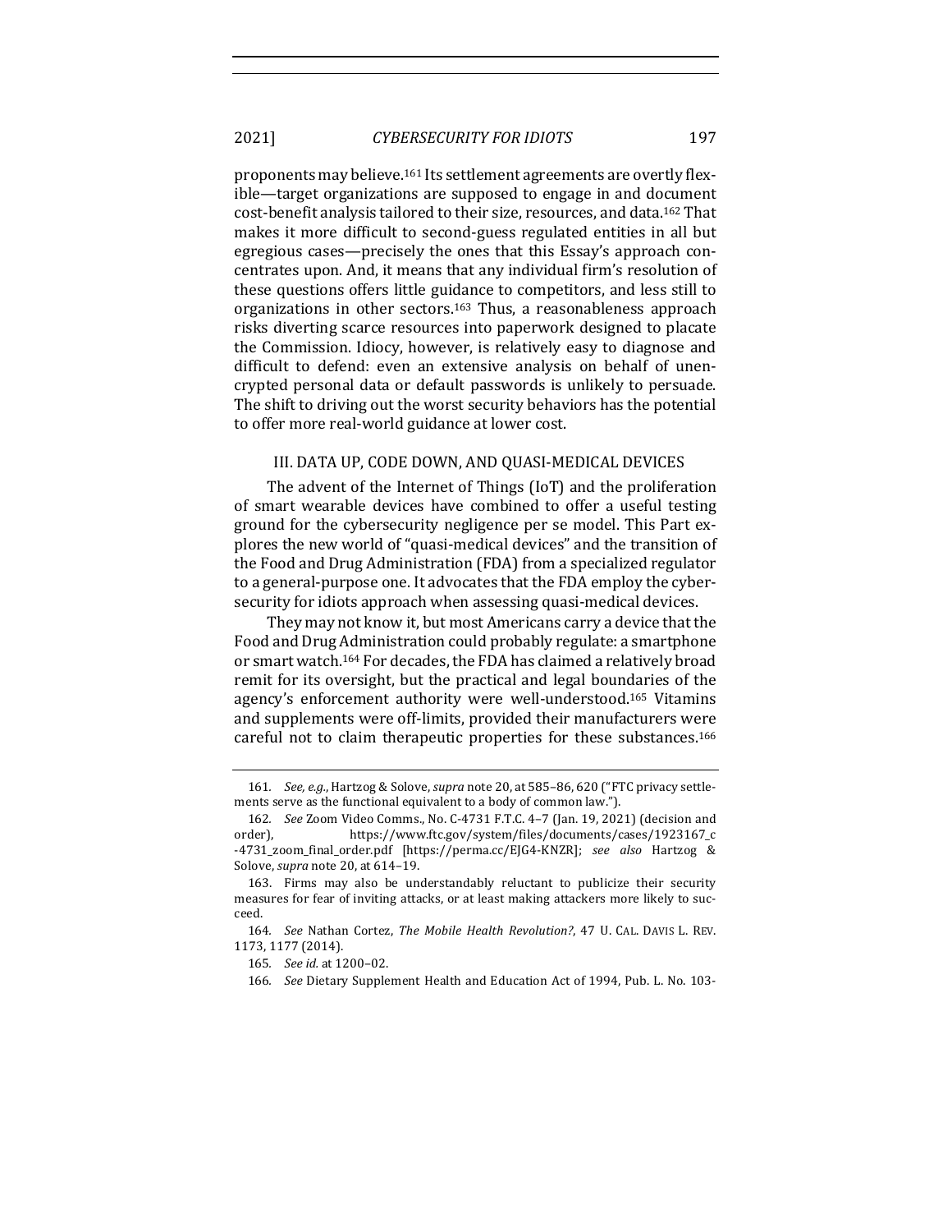proponents may believe.[161] Its settlement agreements are overtly flexible—target organizations are supposed to engage in and document cost-benefit analysis tailored to their size, resources, and data.[162] That makes it more difficult to second-guess regulated entities in all but egregious cases—precisely the ones that this Essay's approach concentrates upon. And, it means that any individual firm's resolution of these questions offers little guidance to competitors, and less still to organizations in other sectors.[163] Thus, a reasonableness approach risks diverting scarce resources into paperwork designed to placate the Commission. Idiocy, however, is relatively easy to diagnose and difficult to defend: even an extensive analysis on behalf of unencrypted personal data or default passwords is unlikely to persuade. The shift to driving out the worst security behaviors has the potential to offer more real-world guidance at lower cost.

## III. DATA UP, CODE DOWN, AND QUASI-MEDICAL DEVICES

The advent of the Internet of Things (IoT) and the proliferation of smart wearable devices have combined to offer a useful testing ground for the cybersecurity negligence per se model. This Part explores the new world of "quasi-medical devices" and the transition of the Food and Drug Administration (FDA) from a specialized regulator to a general-purpose one. It advocates that the FDA employ the cybersecurity for idiots approach when assessing quasi-medical devices.

They may not know it, but most Americans carry a device that the Food and Drug Administration could probably regulate: a smartphone or smart watch.[164] For decades, the FDA has claimed a relatively broad remit for its oversight, but the practical and legal boundaries of the agency's enforcement authority were well-understood.[165] Vitamins and supplements were off-limits, provided their manufacturers were careful not to claim therapeutic properties for these substances.[166]

---

161. *See, e.g.*, Hartzog & Solove, *supra* note 20, at 585–86, 620 ("FTC privacy settlements serve as the functional equivalent to a body of common law.").

162. *See* Zoom Video Comms., No. C-4731 F.T.C. 4–7 (Jan. 19, 2021) (decision and order), https://www.ftc.gov/system/files/documents/cases/1923167_c-4731_zoom_final_order.pdf [https://perma.cc/EJG4-KNZR]; *see also* Hartzog & Solove, *supra* note 20, at 614–19.

163. Firms may also be understandably reluctant to publicize their security measures for fear of inviting attacks, or at least making attackers more likely to succeed.

164. *See* Nathan Cortez, *The Mobile Health Revolution?*, 47 U. CAL. DAVIS L. REV. 1173, 1177 (2014).

165. *See id.* at 1200–02.

166. *See* Dietary Supplement Health and Education Act of 1994, Pub. L. No. 103-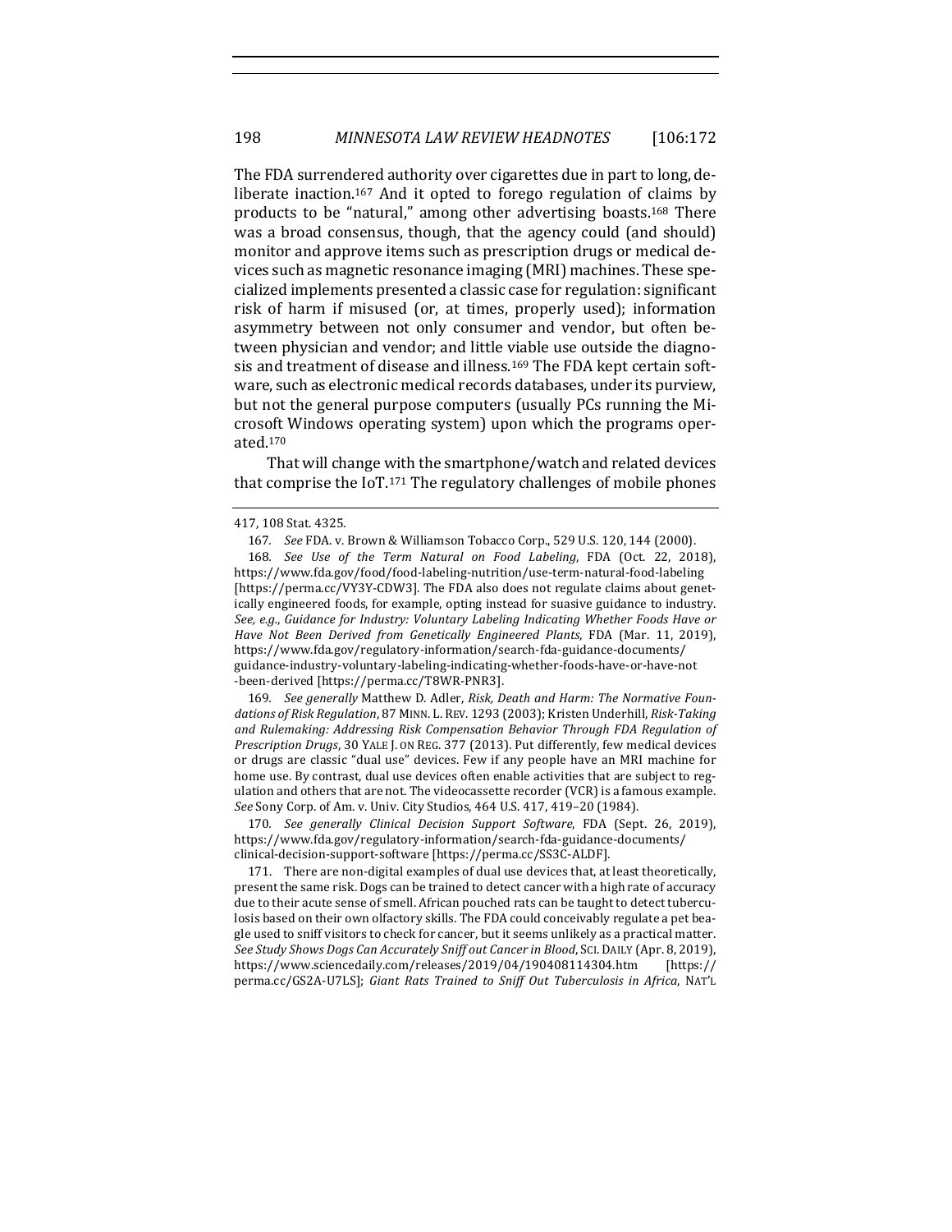The FDA surrendered authority over cigarettes due in part to long, deliberate inaction.[167] And it opted to forego regulation of claims by products to be "natural," among other advertising boasts.[168] There was a broad consensus, though, that the agency could (and should) monitor and approve items such as prescription drugs or medical devices such as magnetic resonance imaging (MRI) machines. These specialized implements presented a classic case for regulation: significant risk of harm if misused (or, at times, properly used); information asymmetry between not only consumer and vendor, but often between physician and vendor; and little viable use outside the diagnosis and treatment of disease and illness.[169] The FDA kept certain software, such as electronic medical records databases, under its purview, but not the general purpose computers (usually PCs running the Microsoft Windows operating system) upon which the programs operated.[170]

That will change with the smartphone/watch and related devices that comprise the IoT.[171] The regulatory challenges of mobile phones

---

417, 108 Stat. 4325.

167. *See* FDA. v. Brown & Williamson Tobacco Corp., 529 U.S. 120, 144 (2000).

168. *See Use of the Term Natural on Food Labeling*, FDA (Oct. 22, 2018), https://www.fda.gov/food/food-labeling-nutrition/use-term-natural-food-labeling [https://perma.cc/VY3Y-CDW3]. The FDA also does not regulate claims about genetically engineered foods, for example, opting instead for suasive guidance to industry. *See, e.g.*, *Guidance for Industry: Voluntary Labeling Indicating Whether Foods Have or Have Not Been Derived from Genetically Engineered Plants*, FDA (Mar. 11, 2019), https://www.fda.gov/regulatory-information/search-fda-guidance-documents/guidance-industry-voluntary-labeling-indicating-whether-foods-have-or-have-not-been-derived [https://perma.cc/T8WR-PNR3].

169. *See generally* Matthew D. Adler, *Risk, Death and Harm: The Normative Foundations of Risk Regulation*, 87 MINN. L. REV. 1293 (2003); Kristen Underhill, *Risk-Taking and Rulemaking: Addressing Risk Compensation Behavior Through FDA Regulation of Prescription Drugs*, 30 YALE J. ON REG. 377 (2013). Put differently, few medical devices or drugs are classic "dual use" devices. Few if any people have an MRI machine for home use. By contrast, dual use devices often enable activities that are subject to regulation and others that are not. The videocassette recorder (VCR) is a famous example. *See* Sony Corp. of Am. v. Univ. City Studios, 464 U.S. 417, 419–20 (1984).

170. *See generally Clinical Decision Support Software*, FDA (Sept. 26, 2019), https://www.fda.gov/regulatory-information/search-fda-guidance-documents/clinical-decision-support-software [https://perma.cc/SS3C-ALDF].

171. There are non-digital examples of dual use devices that, at least theoretically, present the same risk. Dogs can be trained to detect cancer with a high rate of accuracy due to their acute sense of smell. African pouched rats can be taught to detect tuberculosis based on their own olfactory skills. The FDA could conceivably regulate a pet beagle used to sniff visitors to check for cancer, but it seems unlikely as a practical matter. *See Study Shows Dogs Can Accurately Sniff out Cancer in Blood*, SCI. DAILY (Apr. 8, 2019), https://www.sciencedaily.com/releases/2019/04/190408114304.htm [https://perma.cc/GS2A-U7LS]; *Giant Rats Trained to Sniff Out Tuberculosis in Africa*, NAT'L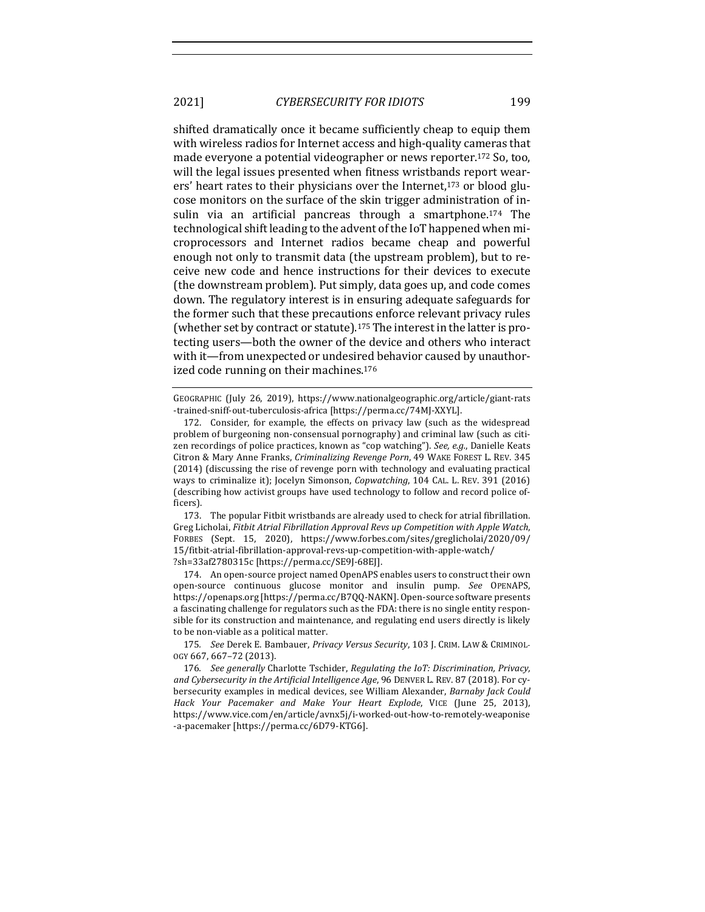shifted dramatically once it became sufficiently cheap to equip them with wireless radios for Internet access and high-quality cameras that made everyone a potential videographer or news reporter.[172] So, too, will the legal issues presented when fitness wristbands report wearers' heart rates to their physicians over the Internet,[173] or blood glucose monitors on the surface of the skin trigger administration of insulin via an artificial pancreas through a smartphone.[174] The technological shift leading to the advent of the IoT happened when microprocessors and Internet radios became cheap and powerful enough not only to transmit data (the upstream problem), but to receive new code and hence instructions for their devices to execute (the downstream problem). Put simply, data goes up, and code comes down. The regulatory interest is in ensuring adequate safeguards for the former such that these precautions enforce relevant privacy rules (whether set by contract or statute).[175] The interest in the latter is protecting users—both the owner of the device and others who interact with it—from unexpected or undesired behavior caused by unauthorized code running on their machines.[176]

---

GEOGRAPHIC (July 26, 2019), https://www.nationalgeographic.org/article/giant-rats-trained-sniff-out-tuberculosis-africa [https://perma.cc/74MJ-XXYL].

172. Consider, for example, the effects on privacy law (such as the widespread problem of burgeoning non-consensual pornography) and criminal law (such as citizen recordings of police practices, known as "cop watching"). *See, e.g.*, Danielle Keats Citron & Mary Anne Franks, *Criminalizing Revenge Porn*, 49 WAKE FOREST L. REV. 345 (2014) (discussing the rise of revenge porn with technology and evaluating practical ways to criminalize it); Jocelyn Simonson, *Copwatching*, 104 CAL. L. REV. 391 (2016) (describing how activist groups have used technology to follow and record police officers).

173. The popular Fitbit wristbands are already used to check for atrial fibrillation. Greg Licholai, *Fitbit Atrial Fibrillation Approval Revs up Competition with Apple Watch*, FORBES (Sept. 15, 2020), https://www.forbes.com/sites/greglicholai/2020/09/15/fitbit-atrial-fibrillation-approval-revs-up-competition-with-apple-watch/?sh=33af2780315c [https://perma.cc/SE9J-68EJ].

174. An open-source project named OpenAPS enables users to construct their own open-source continuous glucose monitor and insulin pump. *See* OPENAPS, https://openaps.org [https://perma.cc/B7QQ-NAKN]. Open-source software presents a fascinating challenge for regulators such as the FDA: there is no single entity responsible for its construction and maintenance, and regulating end users directly is likely to be non-viable as a political matter.

175. *See* Derek E. Bambauer, *Privacy Versus Security*, 103 J. CRIM. LAW & CRIMINOLOGY 667, 667–72 (2013).

176. *See generally* Charlotte Tschider, *Regulating the IoT: Discrimination, Privacy, and Cybersecurity in the Artificial Intelligence Age*, 96 DENVER L. REV. 87 (2018). For cybersecurity examples in medical devices, see William Alexander, *Barnaby Jack Could Hack Your Pacemaker and Make Your Heart Explode*, VICE (June 25, 2013), https://www.vice.com/en/article/avnx5j/i-worked-out-how-to-remotely-weaponise-a-pacemaker [https://perma.cc/6D79-KTG6].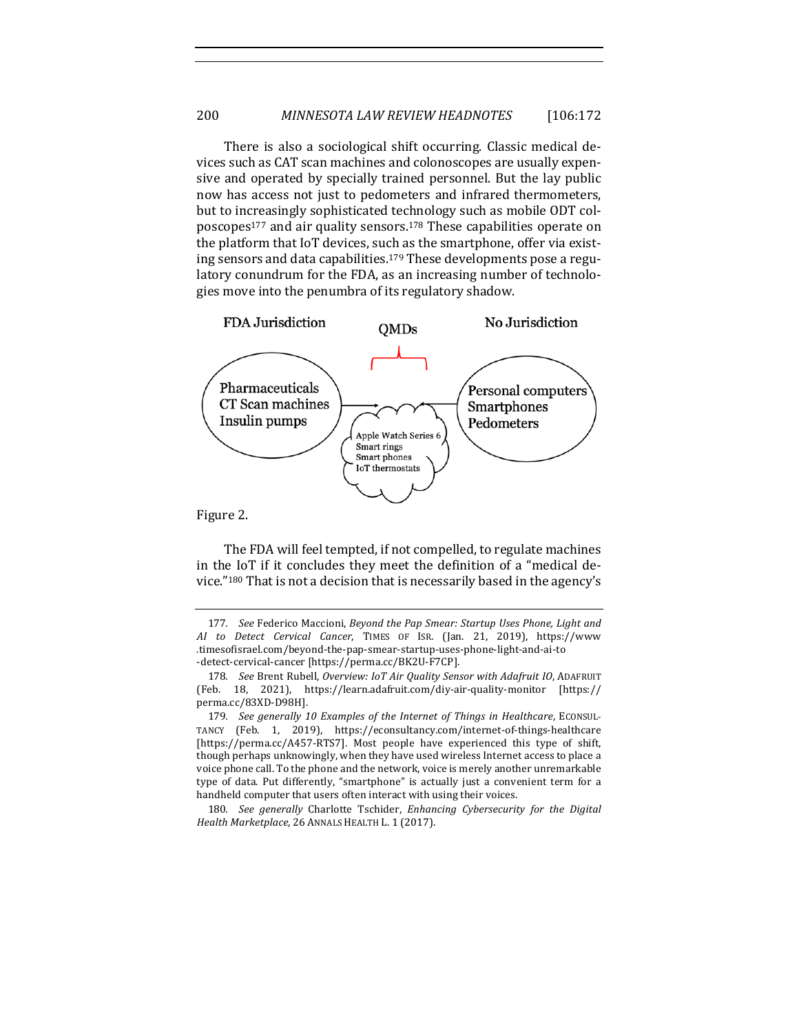There is also a sociological shift occurring. Classic medical devices such as CAT scan machines and colonoscopes are usually expensive and operated by specially trained personnel. But the lay public now has access not just to pedometers and infrared thermometers, but to increasingly sophisticated technology such as mobile ODT colposcopes[177] and air quality sensors.[178] These capabilities operate on the platform that IoT devices, such as the smartphone, offer via existing sensors and data capabilities.[179] These developments pose a regulatory conundrum for the FDA, as an increasing number of technologies move into the penumbra of its regulatory shadow.

FDA Jurisdiction — QMDs — No Jurisdiction

Pharmaceuticals
CT Scan machines
Insulin pumps

Apple Watch Series 6
Smart rings
Smart phones
IoT thermostats

Personal computers
Smartphones
Pedometers

Figure 2.

The FDA will feel tempted, if not compelled, to regulate machines in the IoT if it concludes they meet the definition of a "medical device."[180] That is not a decision that is necessarily based in the agency's

177. *See* Federico Maccioni, *Beyond the Pap Smear: Startup Uses Phone, Light and AI to Detect Cervical Cancer*, TIMES OF ISR. (Jan. 21, 2019), https://www.timesofisrael.com/beyond-the-pap-smear-startup-uses-phone-light-and-ai-to-detect-cervical-cancer [https://perma.cc/BK2U-F7CP].

178. *See* Brent Rubell, *Overview: IoT Air Quality Sensor with Adafruit IO*, ADAFRUIT (Feb. 18, 2021), https://learn.adafruit.com/diy-air-quality-monitor [https://perma.cc/83XD-D98H].

179. *See generally 10 Examples of the Internet of Things in Healthcare*, ECONSULTANCY (Feb. 1, 2019), https://econsultancy.com/internet-of-things-healthcare [https://perma.cc/A457-RTS7]. Most people have experienced this type of shift, though perhaps unknowingly, when they have used wireless Internet access to place a voice phone call. To the phone and the network, voice is merely another unremarkable type of data. Put differently, "smartphone" is actually just a convenient term for a handheld computer that users often interact with using their voices.

180. *See generally* Charlotte Tschider, *Enhancing Cybersecurity for the Digital Health Marketplace*, 26 ANNALS HEALTH L. 1 (2017).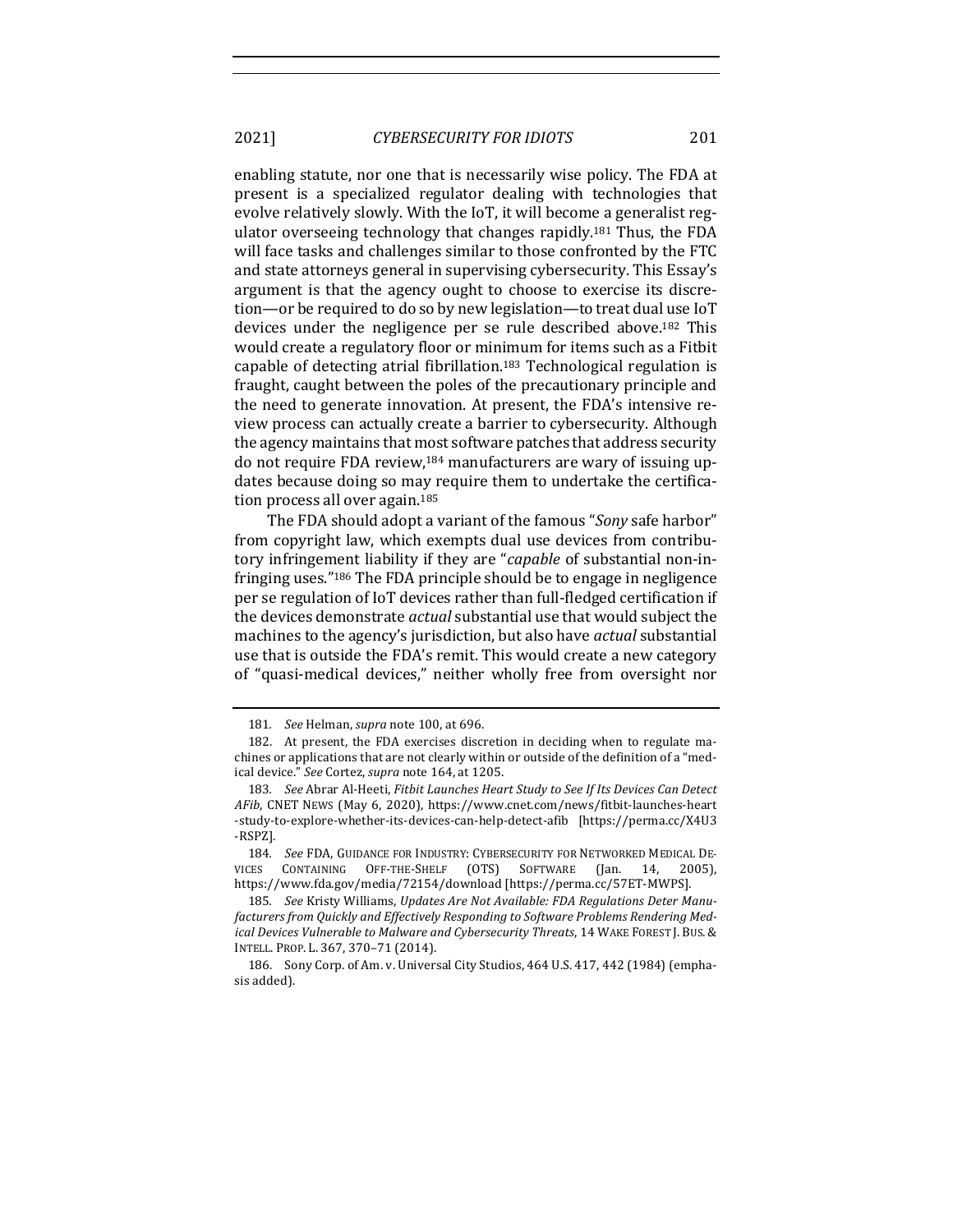enabling statute, nor one that is necessarily wise policy. The FDA at present is a specialized regulator dealing with technologies that evolve relatively slowly. With the IoT, it will become a generalist regulator overseeing technology that changes rapidly.[181] Thus, the FDA will face tasks and challenges similar to those confronted by the FTC and state attorneys general in supervising cybersecurity. This Essay's argument is that the agency ought to choose to exercise its discretion—or be required to do so by new legislation—to treat dual use IoT devices under the negligence per se rule described above.[182] This would create a regulatory floor or minimum for items such as a Fitbit capable of detecting atrial fibrillation.[183] Technological regulation is fraught, caught between the poles of the precautionary principle and the need to generate innovation. At present, the FDA's intensive review process can actually create a barrier to cybersecurity. Although the agency maintains that most software patches that address security do not require FDA review,[184] manufacturers are wary of issuing updates because doing so may require them to undertake the certification process all over again.[185]

The FDA should adopt a variant of the famous "*Sony* safe harbor" from copyright law, which exempts dual use devices from contributory infringement liability if they are "*capable* of substantial non-infringing uses."[186] The FDA principle should be to engage in negligence per se regulation of IoT devices rather than full-fledged certification if the devices demonstrate *actual* substantial use that would subject the machines to the agency's jurisdiction, but also have *actual* substantial use that is outside the FDA's remit. This would create a new category of "quasi-medical devices," neither wholly free from oversight nor

---

181. *See* Helman, *supra* note 100, at 696.

182. At present, the FDA exercises discretion in deciding when to regulate machines or applications that are not clearly within or outside of the definition of a "medical device." *See* Cortez, *supra* note 164, at 1205.

183. *See* Abrar Al-Heeti, *Fitbit Launches Heart Study to See If Its Devices Can Detect AFib*, CNET NEWS (May 6, 2020), https://www.cnet.com/news/fitbit-launches-heart-study-to-explore-whether-its-devices-can-help-detect-afib [https://perma.cc/X4U3-RSPZ].

184. *See* FDA, GUIDANCE FOR INDUSTRY: CYBERSECURITY FOR NETWORKED MEDICAL DEVICES CONTAINING OFF-THE-SHELF (OTS) SOFTWARE (Jan. 14, 2005), https://www.fda.gov/media/72154/download [https://perma.cc/57ET-MWPS].

185. *See* Kristy Williams, *Updates Are Not Available: FDA Regulations Deter Manufacturers from Quickly and Effectively Responding to Software Problems Rendering Medical Devices Vulnerable to Malware and Cybersecurity Threats*, 14 WAKE FOREST J. BUS. & INTELL. PROP. L. 367, 370–71 (2014).

186. Sony Corp. of Am. v. Universal City Studios, 464 U.S. 417, 442 (1984) (emphasis added).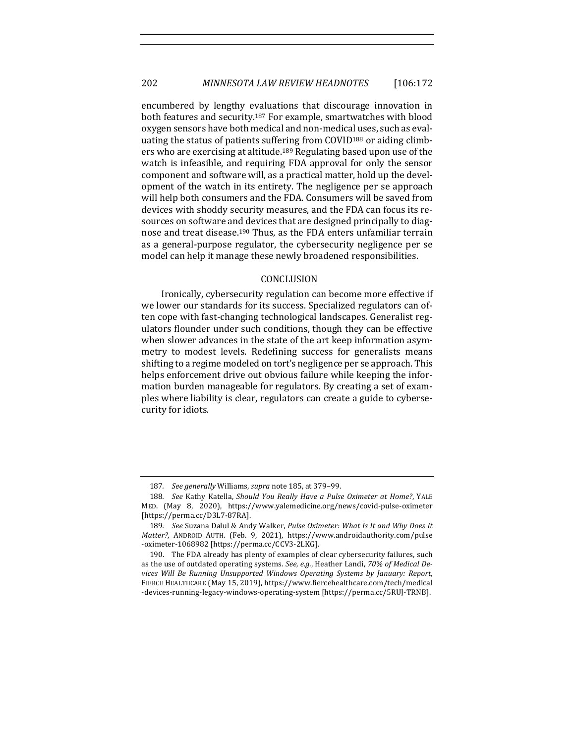encumbered by lengthy evaluations that discourage innovation in both features and security.[187] For example, smartwatches with blood oxygen sensors have both medical and non-medical uses, such as evaluating the status of patients suffering from COVID[188] or aiding climbers who are exercising at altitude.[189] Regulating based upon use of the watch is infeasible, and requiring FDA approval for only the sensor component and software will, as a practical matter, hold up the development of the watch in its entirety. The negligence per se approach will help both consumers and the FDA. Consumers will be saved from devices with shoddy security measures, and the FDA can focus its resources on software and devices that are designed principally to diagnose and treat disease.[190] Thus, as the FDA enters unfamiliar terrain as a general-purpose regulator, the cybersecurity negligence per se model can help it manage these newly broadened responsibilities.

## CONCLUSION

Ironically, cybersecurity regulation can become more effective if we lower our standards for its success. Specialized regulators can often cope with fast-changing technological landscapes. Generalist regulators flounder under such conditions, though they can be effective when slower advances in the state of the art keep information asymmetry to modest levels. Redefining success for generalists means shifting to a regime modeled on tort's negligence per se approach. This helps enforcement drive out obvious failure while keeping the information burden manageable for regulators. By creating a set of examples where liability is clear, regulators can create a guide to cybersecurity for idiots.

---

187. *See generally* Williams, *supra* note 185, at 379–99.

188. *See* Kathy Katella, *Should You Really Have a Pulse Oximeter at Home?*, YALE MED. (May 8, 2020), https://www.yalemedicine.org/news/covid-pulse-oximeter [https://perma.cc/D3L7-87RA].

189. *See* Suzana Dalul & Andy Walker, *Pulse Oximeter: What Is It and Why Does It Matter?*, ANDROID AUTH. (Feb. 9, 2021), https://www.androidauthority.com/pulse-oximeter-1068982 [https://perma.cc/CCV3-2LKG].

190. The FDA already has plenty of examples of clear cybersecurity failures, such as the use of outdated operating systems. *See, e.g.*, Heather Landi, *70% of Medical Devices Will Be Running Unsupported Windows Operating Systems by January: Report*, FIERCE HEALTHCARE (May 15, 2019), https://www.fiercehealthcare.com/tech/medical-devices-running-legacy-windows-operating-system [https://perma.cc/5RUJ-TRNB].